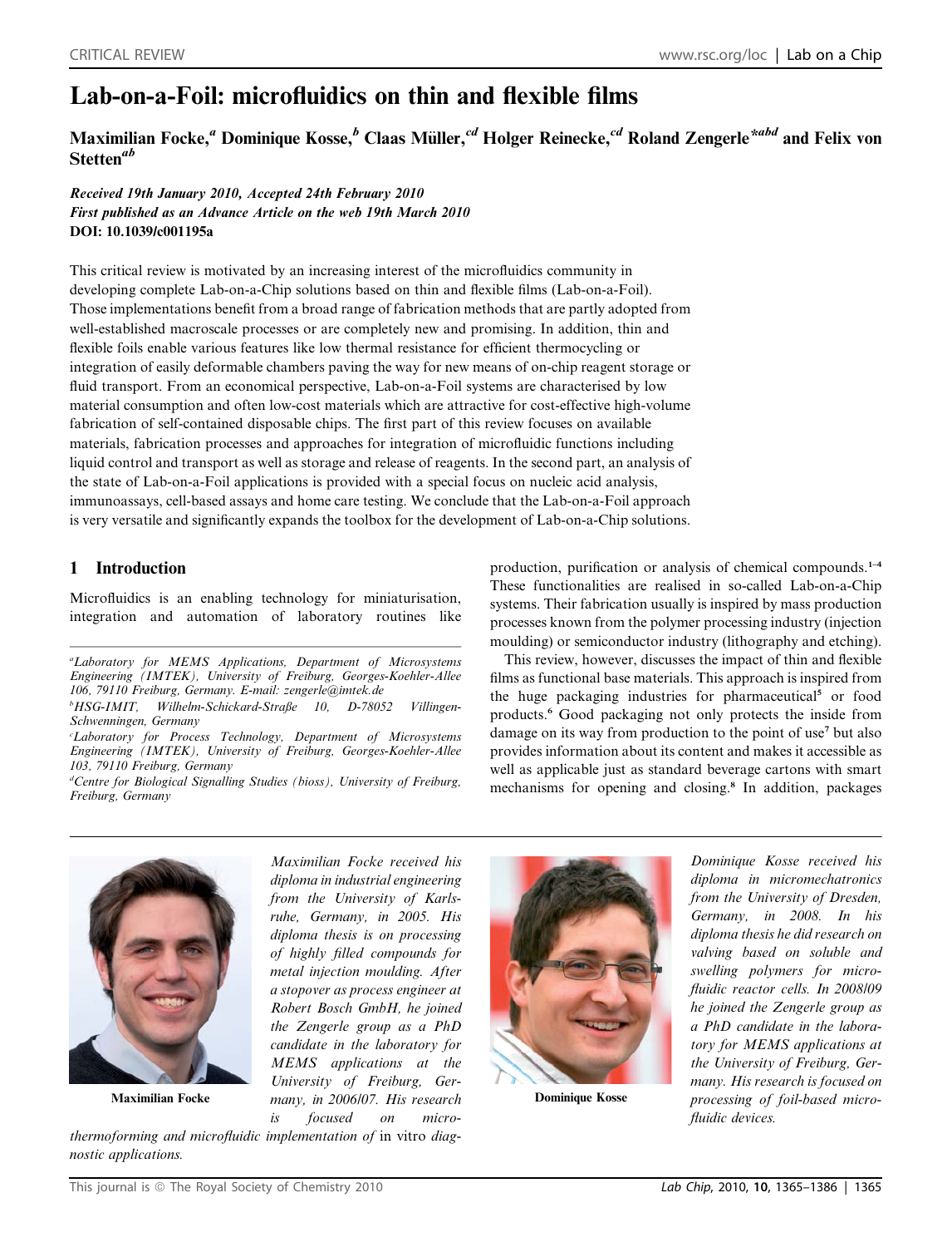# Lab-on-a-Foil: microfluidics on thin and flexible films

**Maximilian Focke,[a] Dominique Kosse,[b] Claas Müller,[cd] Holger Reinecke,[cd] Roland Zengerle*[abd] and Felix von Stetten[ab]**

*Received 19th January 2010, Accepted 24th February 2010*
*First published as an Advance Article on the web 19th March 2010*
**DOI: 10.1039/c001195a**

This critical review is motivated by an increasing interest of the microfluidics community in developing complete Lab-on-a-Chip solutions based on thin and flexible films (Lab-on-a-Foil). Those implementations benefit from a broad range of fabrication methods that are partly adopted from well-established macroscale processes or are completely new and promising. In addition, thin and flexible foils enable various features like low thermal resistance for efficient thermocycling or integration of easily deformable chambers paving the way for new means of on-chip reagent storage or fluid transport. From an economical perspective, Lab-on-a-Foil systems are characterised by low material consumption and often low-cost materials which are attractive for cost-effective high-volume fabrication of self-contained disposable chips. The first part of this review focuses on available materials, fabrication processes and approaches for integration of microfluidic functions including liquid control and transport as well as storage and release of reagents. In the second part, an analysis of the state of Lab-on-a-Foil applications is provided with a special focus on nucleic acid analysis, immunoassays, cell-based assays and home care testing. We conclude that the Lab-on-a-Foil approach is very versatile and significantly expands the toolbox for the development of Lab-on-a-Chip solutions.

## 1 Introduction

Microfluidics is an enabling technology for miniaturisation, integration and automation of laboratory routines like production, purification or analysis of chemical compounds.[1–4] These functionalities are realised in so-called Lab-on-a-Chip systems. Their fabrication usually is inspired by mass production processes known from the polymer processing industry (injection moulding) or semiconductor industry (lithography and etching).

This review, however, discusses the impact of thin and flexible films as functional base materials. This approach is inspired from the huge packaging industries for pharmaceutical[5] or food products.[6] Good packaging not only protects the inside from damage on its way from production to the point of use[7] but also provides information about its content and makes it accessible as well as applicable just as standard beverage cartons with smart mechanisms for opening and closing.[8] In addition, packages

[a] *Laboratory for MEMS Applications, Department of Microsystems Engineering (IMTEK), University of Freiburg, Georges-Koehler-Allee 106, 79110 Freiburg, Germany. E-mail: zengerle@imtek.de*
[b] *HSG-IMIT, Wilhelm-Schickard-Straße 10, D-78052 Villingen-Schwenningen, Germany*
[c] *Laboratory for Process Technology, Department of Microsystems Engineering (IMTEK), University of Freiburg, Georges-Koehler-Allee 103, 79110 Freiburg, Germany*
[d] *Centre for Biological Signalling Studies (bioss), University of Freiburg, Freiburg, Germany*

**Maximilian Focke**

*Maximilian Focke received his diploma in industrial engineering from the University of Karlsruhe, Germany, in 2005. His diploma thesis is on processing of highly filled compounds for metal injection moulding. After a stopover as process engineer at Robert Bosch GmbH, he joined the Zengerle group as a PhD candidate in the laboratory for MEMS applications at the University of Freiburg, Germany, in 2006/07. His research is focused on microthermoforming and microfluidic implementation of* in vitro *diagnostic applications.*

**Dominique Kosse**

*Dominique Kosse received his diploma in micromechatronics from the University of Dresden, Germany, in 2008. In his diploma thesis he did research on valving based on soluble and swelling polymers for microfluidic reactor cells. In 2008/09 he joined the Zengerle group as a PhD candidate in the laboratory for MEMS applications at the University of Freiburg, Germany. His research is focused on processing of foil-based microfluidic devices.*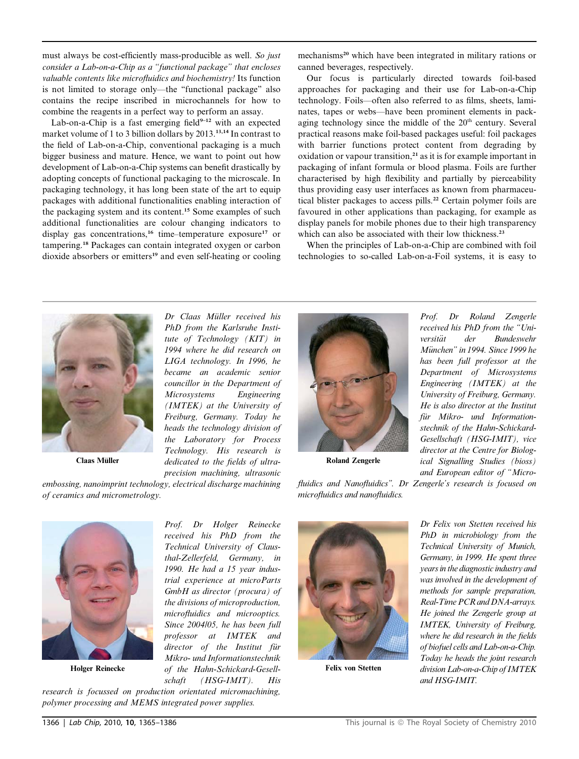must always be cost-efficiently mass-producible as well. *So just consider a Lab-on-a-Chip as a "functional package" that encloses valuable contents like microfluidics and biochemistry!* Its function is not limited to storage only—the "functional package" also contains the recipe inscribed in microchannels for how to combine the reagents in a perfect way to perform an assay.

Lab-on-a-Chip is a fast emerging field[9–12] with an expected market volume of 1 to 3 billion dollars by 2013.[13,14] In contrast to the field of Lab-on-a-Chip, conventional packaging is a much bigger business and mature. Hence, we want to point out how development of Lab-on-a-Chip systems can benefit drastically by adopting concepts of functional packaging to the microscale. In packaging technology, it has long been state of the art to equip packages with additional functionalities enabling interaction of the packaging system and its content.[15] Some examples of such additional functionalities are colour changing indicators to display gas concentrations,[16] time–temperature exposure[17] or tampering.[18] Packages can contain integrated oxygen or carbon dioxide absorbers or emitters[19] and even self-heating or cooling mechanisms[20] which have been integrated in military rations or canned beverages, respectively.

Our focus is particularly directed towards foil-based approaches for packaging and their use for Lab-on-a-Chip technology. Foils—often also referred to as films, sheets, laminates, tapes or webs—have been prominent elements in packaging technology since the middle of the 20th century. Several practical reasons make foil-based packages useful: foil packages with barrier functions protect content from degrading by oxidation or vapour transition,[21] as it is for example important in packaging of infant formula or blood plasma. Foils are further characterised by high flexibility and partially by pierceability thus providing easy user interfaces as known from pharmaceutical blister packages to access pills.[22] Certain polymer foils are favoured in other applications than packaging, for example as display panels for mobile phones due to their high transparency which can also be associated with their low thickness.[23]

When the principles of Lab-on-a-Chip are combined with foil technologies to so-called Lab-on-a-Foil systems, it is easy to

**Claas Müller**

*Dr Claas Müller received his PhD from the Karlsruhe Institute of Technology (KIT) in 1994 where he did research on LIGA technology. In 1996, he became an academic senior councillor in the Department of Microsystems Engineering (IMTEK) at the University of Freiburg, Germany. Today he heads the technology division of the Laboratory for Process Technology. His research is dedicated to the fields of ultra-precision machining, ultrasonic embossing, nanoimprint technology, electrical discharge machining of ceramics and micrometrology.*

**Roland Zengerle**

*Prof. Dr Roland Zengerle received his PhD from the "Universität der Bundeswehr München" in 1994. Since 1999 he has been full professor at the Department of Microsystems Engineering (IMTEK) at the University of Freiburg, Germany. He is also director at the Institut für Mikro- und Informationstechnik of the Hahn-Schickard-Gesellschaft (HSG-IMIT), vice director at the Centre for Biological Signalling Studies (bioss) and European editor of "Microfluidics and Nanofluidics". Dr Zengerle's research is focused on microfluidics and nanofluidics.*

**Holger Reinecke**

*Prof. Dr Holger Reinecke received his PhD from the Technical University of Clausthal-Zellerfeld, Germany, in 1990. He had a 15 year industrial experience at microParts GmbH as director (procura) of the divisions of microproduction, microfluidics and microoptics. Since 2004/05, he has been full professor at IMTEK and director of the Institut für Mikro- und Informationstechnik of the Hahn-Schickard-Gesellschaft (HSG-IMIT). His research is focussed on production orientated micromachining, polymer processing and MEMS integrated power supplies.*

**Felix von Stetten**

*Dr Felix von Stetten received his PhD in microbiology from the Technical University of Munich, Germany, in 1999. He spent three years in the diagnostic industry and was involved in the development of methods for sample preparation, Real-Time PCR and DNA-arrays. He joined the Zengerle group at IMTEK, University of Freiburg, where he did research in the fields of biofuel cells and Lab-on-a-Chip. Today he heads the joint research division Lab-on-a-Chip of IMTEK and HSG-IMIT.*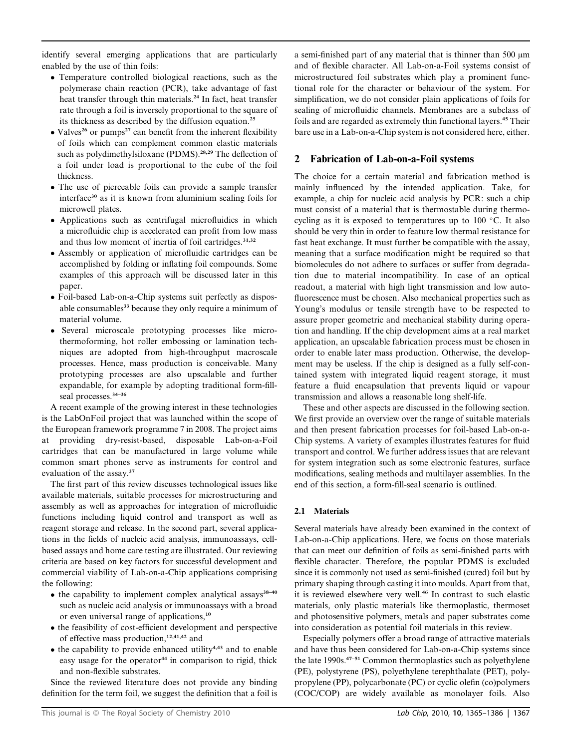identify several emerging applications that are particularly enabled by the use of thin foils:

- Temperature controlled biological reactions, such as the polymerase chain reaction (PCR), take advantage of fast heat transfer through thin materials.[24] In fact, heat transfer rate through a foil is inversely proportional to the square of its thickness as described by the diffusion equation.[25]
- Valves[26] or pumps[27] can benefit from the inherent flexibility of foils which can complement common elastic materials such as polydimethylsiloxane (PDMS).[28,29] The deflection of a foil under load is proportional to the cube of the foil thickness.
- The use of pierceable foils can provide a sample transfer interface[30] as it is known from aluminium sealing foils for microwell plates.
- Applications such as centrifugal microfluidics in which a microfluidic chip is accelerated can profit from low mass and thus low moment of inertia of foil cartridges.[31,32]
- Assembly or application of microfluidic cartridges can be accomplished by folding or inflating foil compounds. Some examples of this approach will be discussed later in this paper.
- Foil-based Lab-on-a-Chip systems suit perfectly as disposable consumables[33] because they only require a minimum of material volume.
- Several microscale prototyping processes like microthermoforming, hot roller embossing or lamination techniques are adopted from high-throughput macroscale processes. Hence, mass production is conceivable. Many prototyping processes are also upscalable and further expandable, for example by adopting traditional form-fill-seal processes.[34–36]

A recent example of the growing interest in these technologies is the LabOnFoil project that was launched within the scope of the European framework programme 7 in 2008. The project aims at providing dry-resist-based, disposable Lab-on-a-Foil cartridges that can be manufactured in large volume while common smart phones serve as instruments for control and evaluation of the assay.[37]

The first part of this review discusses technological issues like available materials, suitable processes for microstructuring and assembly as well as approaches for integration of microfluidic functions including liquid control and transport as well as reagent storage and release. In the second part, several applications in the fields of nucleic acid analysis, immunoassays, cell-based assays and home care testing are illustrated. Our reviewing criteria are based on key factors for successful development and commercial viability of Lab-on-a-Chip applications comprising the following:

- the capability to implement complex analytical assays[38–40] such as nucleic acid analysis or immunoassays with a broad or even universal range of applications,[10]
- the feasibility of cost-efficient development and perspective of effective mass production,[12,41,42] and
- the capability to provide enhanced utility[4,43] and to enable easy usage for the operator[44] in comparison to rigid, thick and non-flexible substrates.

Since the reviewed literature does not provide any binding definition for the term foil, we suggest the definition that a foil is a semi-finished part of any material that is thinner than 500 µm and of flexible character. All Lab-on-a-Foil systems consist of microstructured foil substrates which play a prominent functional role for the character or behaviour of the system. For simplification, we do not consider plain applications of foils for sealing of microfluidic channels. Membranes are a subclass of foils and are regarded as extremely thin functional layers.[45] Their bare use in a Lab-on-a-Chip system is not considered here, either.

## 2 Fabrication of Lab-on-a-Foil systems

The choice for a certain material and fabrication method is mainly influenced by the intended application. Take, for example, a chip for nucleic acid analysis by PCR: such a chip must consist of a material that is thermostable during thermocycling as it is exposed to temperatures up to 100 °C. It also should be very thin in order to feature low thermal resistance for fast heat exchange. It must further be compatible with the assay, meaning that a surface modification might be required so that biomolecules do not adhere to surfaces or suffer from degradation due to material incompatibility. In case of an optical readout, a material with high light transmission and low autofluorescence must be chosen. Also mechanical properties such as Young's modulus or tensile strength have to be respected to assure proper geometric and mechanical stability during operation and handling. If the chip development aims at a real market application, an upscalable fabrication process must be chosen in order to enable later mass production. Otherwise, the development may be useless. If the chip is designed as a fully self-contained system with integrated liquid reagent storage, it must feature a fluid encapsulation that prevents liquid or vapour transmission and allows a reasonable long shelf-life.

These and other aspects are discussed in the following section. We first provide an overview over the range of suitable materials and then present fabrication processes for foil-based Lab-on-a-Chip systems. A variety of examples illustrates features for fluid transport and control. We further address issues that are relevant for system integration such as some electronic features, surface modifications, sealing methods and multilayer assemblies. In the end of this section, a form-fill-seal scenario is outlined.

### 2.1 Materials

Several materials have already been examined in the context of Lab-on-a-Chip applications. Here, we focus on those materials that can meet our definition of foils as semi-finished parts with flexible character. Therefore, the popular PDMS is excluded since it is commonly not used as semi-finished (cured) foil but by primary shaping through casting it into moulds. Apart from that, it is reviewed elsewhere very well.[46] In contrast to such elastic materials, only plastic materials like thermoplastic, thermoset and photosensitive polymers, metals and paper substrates come into consideration as potential foil materials in this review.

Especially polymers offer a broad range of attractive materials and have thus been considered for Lab-on-a-Chip systems since the late 1990s.[47–51] Common thermoplastics such as polyethylene (PE), polystyrene (PS), polyethylene terephthalate (PET), polypropylene (PP), polycarbonate (PC) or cyclic olefin (co)polymers (COC/COP) are widely available as monolayer foils. Also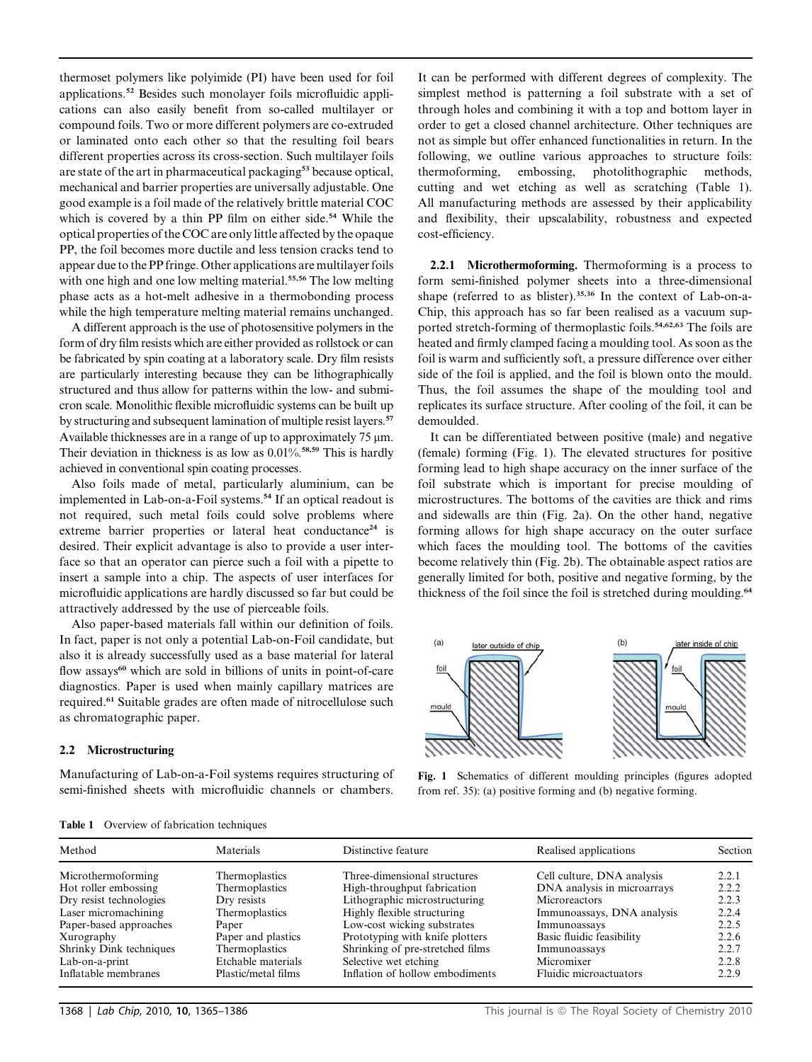thermoset polymers like polyimide (PI) have been used for foil applications.[52] Besides such monolayer foils microfluidic applications can also easily benefit from so-called multilayer or compound foils. Two or more different polymers are co-extruded or laminated onto each other so that the resulting foil bears different properties across its cross-section. Such multilayer foils are state of the art in pharmaceutical packaging[53] because optical, mechanical and barrier properties are universally adjustable. One good example is a foil made of the relatively brittle material COC which is covered by a thin PP film on either side.[54] While the optical properties of the COC are only little affected by the opaque PP, the foil becomes more ductile and less tension cracks tend to appear due to the PP fringe. Other applications are multilayer foils with one high and one low melting material.[55,56] The low melting phase acts as a hot-melt adhesive in a thermobonding process while the high temperature melting material remains unchanged.

A different approach is the use of photosensitive polymers in the form of dry film resists which are either provided as rollstock or can be fabricated by spin coating at a laboratory scale. Dry film resists are particularly interesting because they can be lithographically structured and thus allow for patterns within the low- and submicron scale. Monolithic flexible microfluidic systems can be built up by structuring and subsequent lamination of multiple resist layers.[57] Available thicknesses are in a range of up to approximately 75 µm. Their deviation in thickness is as low as 0.01%.[58,59] This is hardly achieved in conventional spin coating processes.

Also foils made of metal, particularly aluminium, can be implemented in Lab-on-a-Foil systems.[54] If an optical readout is not required, such metal foils could solve problems where extreme barrier properties or lateral heat conductance[24] is desired. Their explicit advantage is also to provide a user interface so that an operator can pierce such a foil with a pipette to insert a sample into a chip. The aspects of user interfaces for microfluidic applications are hardly discussed so far but could be attractively addressed by the use of pierceable foils.

Also paper-based materials fall within our definition of foils. In fact, paper is not only a potential Lab-on-Foil candidate, but also it is already successfully used as a base material for lateral flow assays[60] which are sold in billions of units in point-of-care diagnostics. Paper is used when mainly capillary matrices are required.[61] Suitable grades are often made of nitrocellulose such as chromatographic paper.

### 2.2 Microstructuring

Manufacturing of Lab-on-a-Foil systems requires structuring of semi-finished sheets with microfluidic channels or chambers. It can be performed with different degrees of complexity. The simplest method is patterning a foil substrate with a set of through holes and combining it with a top and bottom layer in order to get a closed channel architecture. Other techniques are not as simple but offer enhanced functionalities in return. In the following, we outline various approaches to structure foils: thermoforming, embossing, photolithographic methods, cutting and wet etching as well as scratching (Table 1). All manufacturing methods are assessed by their applicability and flexibility, their upscalability, robustness and expected cost-efficiency.

**2.2.1 Microthermoforming.** Thermoforming is a process to form semi-finished polymer sheets into a three-dimensional shape (referred to as blister).[35,36] In the context of Lab-on-a-Chip, this approach has so far been realised as a vacuum supported stretch-forming of thermoplastic foils.[54,62,63] The foils are heated and firmly clamped facing a moulding tool. As soon as the foil is warm and sufficiently soft, a pressure difference over either side of the foil is applied, and the foil is blown onto the mould. Thus, the foil assumes the shape of the moulding tool and replicates its surface structure. After cooling of the foil, it can be demoulded.

It can be differentiated between positive (male) and negative (female) forming (Fig. 1). The elevated structures for positive forming lead to high shape accuracy on the inner surface of the foil substrate which is important for precise moulding of microstructures. The bottoms of the cavities are thick and rims and sidewalls are thin (Fig. 2a). On the other hand, negative forming allows for high shape accuracy on the outer surface which faces the moulding tool. The bottoms of the cavities become relatively thin (Fig. 2b). The obtainable aspect ratios are generally limited for both, positive and negative forming, by the thickness of the foil since the foil is stretched during moulding.[64]

**Fig. 1** Schematics of different moulding principles (figures adopted from ref. 35): (a) positive forming and (b) negative forming.

**Table 1** Overview of fabrication techniques

| Method | Materials | Distinctive feature | Realised applications | Section |
|---|---|---|---|---|
| Microthermoforming | Thermoplastics | Three-dimensional structures | Cell culture, DNA analysis | 2.2.1 |
| Hot roller embossing | Thermoplastics | High-throughput fabrication | DNA analysis in microarrays | 2.2.2 |
| Dry resist technologies | Dry resists | Lithographic microstructuring | Microreactors | 2.2.3 |
| Laser micromachining | Thermoplastics | Highly flexible structuring | Immunoassays, DNA analysis | 2.2.4 |
| Paper-based approaches | Paper | Low-cost wicking substrates | Immunoassays | 2.2.5 |
| Xurography | Paper and plastics | Prototyping with knife plotters | Basic fluidic feasibility | 2.2.6 |
| Shrinky Dink techniques | Thermoplastics | Shrinking of pre-stretched films | Immunoassays | 2.2.7 |
| Lab-on-a-print | Etchable materials | Selective wet etching | Micromixer | 2.2.8 |
| Inflatable membranes | Plastic/metal films | Inflation of hollow embodiments | Fluidic microactuators | 2.2.9 |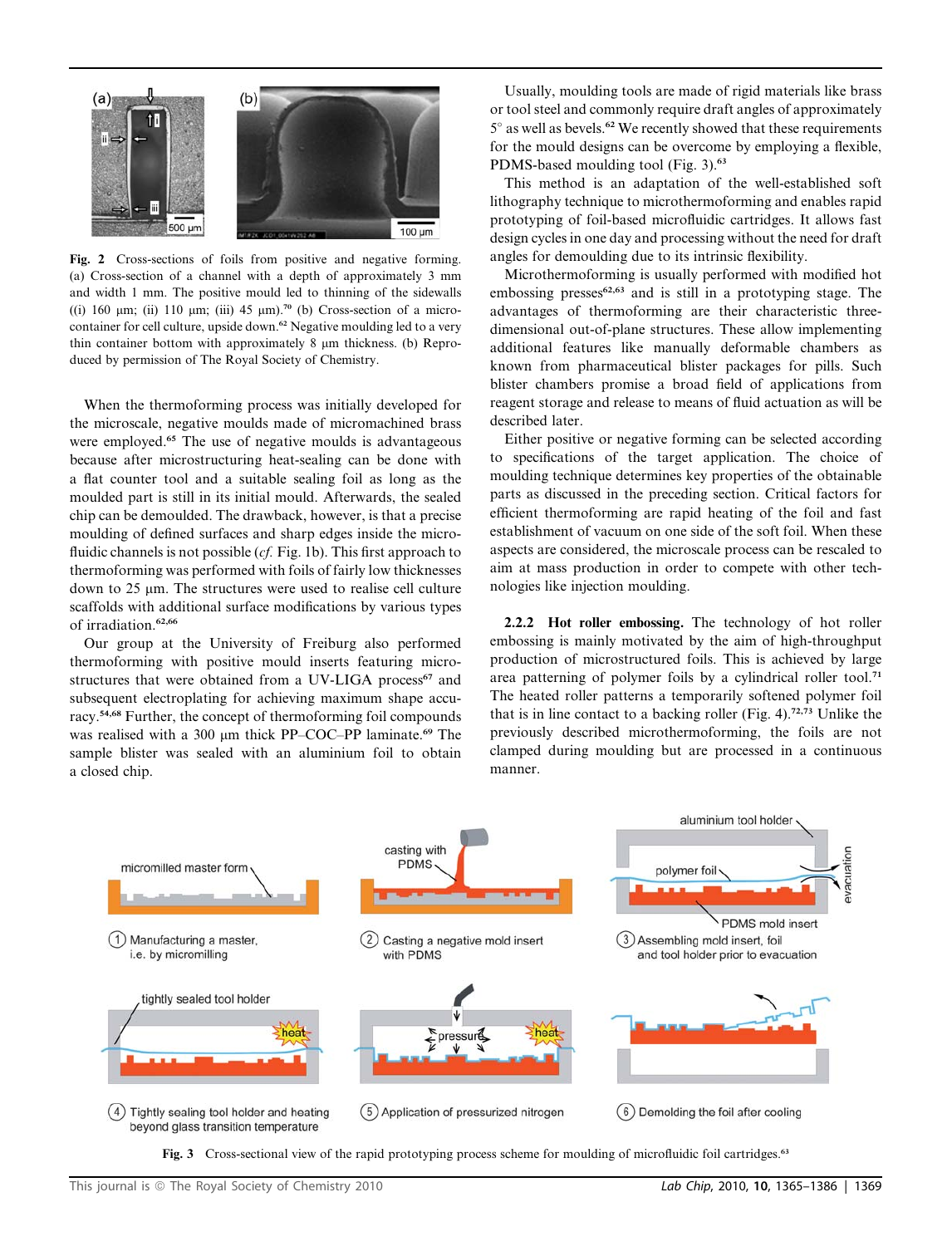Fig. 2 Cross-sections of foils from positive and negative forming. (a) Cross-section of a channel with a depth of approximately 3 mm and width 1 mm. The positive mould led to thinning of the sidewalls ((i) 160 µm; (ii) 110 µm; (iii) 45 µm).[70] (b) Cross-section of a micro-container for cell culture, upside down.[62] Negative moulding led to a very thin container bottom with approximately 8 µm thickness. (b) Reproduced by permission of The Royal Society of Chemistry.

When the thermoforming process was initially developed for the microscale, negative moulds made of micromachined brass were employed.[65] The use of negative moulds is advantageous because after microstructuring heat-sealing can be done with a flat counter tool and a suitable sealing foil as long as the moulded part is still in its initial mould. Afterwards, the sealed chip can be demoulded. The drawback, however, is that a precise moulding of defined surfaces and sharp edges inside the microfluidic channels is not possible (*cf.* Fig. 1b). This first approach to thermoforming was performed with foils of fairly low thicknesses down to 25 µm. The structures were used to realise cell culture scaffolds with additional surface modifications by various types of irradiation.[62,66]

Our group at the University of Freiburg also performed thermoforming with positive mould inserts featuring microstructures that were obtained from a UV-LIGA process[67] and subsequent electroplating for achieving maximum shape accuracy.[54,68] Further, the concept of thermoforming foil compounds was realised with a 300 µm thick PP–COC–PP laminate.[69] The sample blister was sealed with an aluminium foil to obtain a closed chip.

Usually, moulding tools are made of rigid materials like brass or tool steel and commonly require draft angles of approximately 5° as well as bevels.[62] We recently showed that these requirements for the mould designs can be overcome by employing a flexible, PDMS-based moulding tool (Fig. 3).[63]

This method is an adaptation of the well-established soft lithography technique to microthermoforming and enables rapid prototyping of foil-based microfluidic cartridges. It allows fast design cycles in one day and processing without the need for draft angles for demoulding due to its intrinsic flexibility.

Microthermoforming is usually performed with modified hot embossing presses[62,63] and is still in a prototyping stage. The advantages of thermoforming are their characteristic three-dimensional out-of-plane structures. These allow implementing additional features like manually deformable chambers as known from pharmaceutical blister packages for pills. Such blister chambers promise a broad field of applications from reagent storage and release to means of fluid actuation as will be described later.

Either positive or negative forming can be selected according to specifications of the target application. The choice of moulding technique determines key properties of the obtainable parts as discussed in the preceding section. Critical factors for efficient thermoforming are rapid heating of the foil and fast establishment of vacuum on one side of the soft foil. When these aspects are considered, the microscale process can be rescaled to aim at mass production in order to compete with other technologies like injection moulding.

### 2.2.2 Hot roller embossing.

The technology of hot roller embossing is mainly motivated by the aim of high-throughput production of microstructured foils. This is achieved by large area patterning of polymer foils by a cylindrical roller tool.[71] The heated roller patterns a temporarily softened polymer foil that is in line contact to a backing roller (Fig. 4).[72,73] Unlike the previously described microthermoforming, the foils are not clamped during moulding but are processed in a continuous manner.

Fig. 3 Cross-sectional view of the rapid prototyping process scheme for moulding of microfluidic foil cartridges.[63]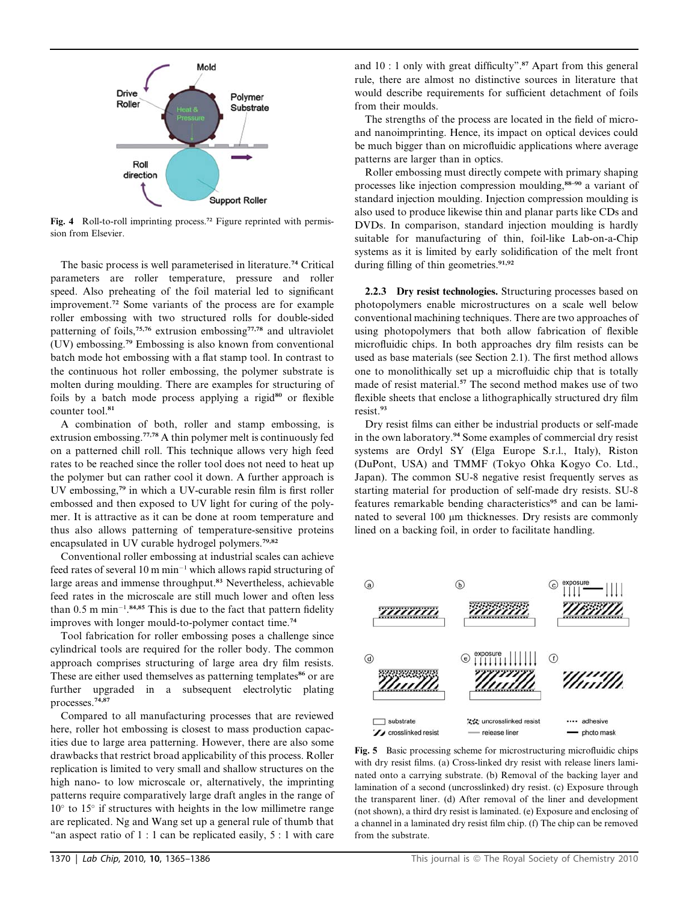Fig. 4 Roll-to-roll imprinting process.[72] Figure reprinted with permission from Elsevier.

The basic process is well parameterised in literature.[74] Critical parameters are roller temperature, pressure and roller speed. Also preheating of the foil material led to significant improvement.[72] Some variants of the process are for example roller embossing with two structured rolls for double-sided patterning of foils,[75,76] extrusion embossing[77,78] and ultraviolet (UV) embossing.[79] Embossing is also known from conventional batch mode hot embossing with a flat stamp tool. In contrast to the continuous hot roller embossing, the polymer substrate is molten during moulding. There are examples for structuring of foils by a batch mode process applying a rigid[80] or flexible counter tool.[81]

A combination of both, roller and stamp embossing, is extrusion embossing.[77,78] A thin polymer melt is continuously fed on a patterned chill roll. This technique allows very high feed rates to be reached since the roller tool does not need to heat up the polymer but can rather cool it down. A further approach is UV embossing,[79] in which a UV-curable resin film is first roller embossed and then exposed to UV light for curing of the polymer. It is attractive as it can be done at room temperature and thus also allows patterning of temperature-sensitive proteins encapsulated in UV curable hydrogel polymers.[79,82]

Conventional roller embossing at industrial scales can achieve feed rates of several 10 m $\text{min}^{-1}$ which allows rapid structuring of large areas and immense throughput.[83] Nevertheless, achievable feed rates in the microscale are still much lower and often less than 0.5 m $\text{min}^{-1}$.[84,85] This is due to the fact that pattern fidelity improves with longer mould-to-polymer contact time.[74]

Tool fabrication for roller embossing poses a challenge since cylindrical tools are required for the roller body. The common approach comprises structuring of large area dry film resists. These are either used themselves as patterning templates[86] or are further upgraded in a subsequent electrolytic plating processes.[74,87]

Compared to all manufacturing processes that are reviewed here, roller hot embossing is closest to mass production capacities due to large area patterning. However, there are also some drawbacks that restrict broad applicability of this process. Roller replication is limited to very small and shallow structures on the high nano- to low microscale or, alternatively, the imprinting patterns require comparatively large draft angles in the range of 10° to 15° if structures with heights in the low millimetre range are replicated. Ng and Wang set up a general rule of thumb that "an aspect ratio of 1 : 1 can be replicated easily, 5 : 1 with care and 10 : 1 only with great difficulty".[87] Apart from this general rule, there are almost no distinctive sources in literature that would describe requirements for sufficient detachment of foils from their moulds.

The strengths of the process are located in the field of micro- and nanoimprinting. Hence, its impact on optical devices could be much bigger than on microfluidic applications where average patterns are larger than in optics.

Roller embossing must directly compete with primary shaping processes like injection compression moulding,[88–90] a variant of standard injection moulding. Injection compression moulding is also used to produce likewise thin and planar parts like CDs and DVDs. In comparison, standard injection moulding is hardly suitable for manufacturing of thin, foil-like Lab-on-a-Chip systems as it is limited by early solidification of the melt front during filling of thin geometries.[91,92]

#### 2.2.3 Dry resist technologies.

Structuring processes based on photopolymers enable microstructures on a scale well below conventional machining techniques. There are two approaches of using photopolymers that both allow fabrication of flexible microfluidic chips. In both approaches dry film resists can be used as base materials (see Section 2.1). The first method allows one to monolithically set up a microfluidic chip that is totally made of resist material.[57] The second method makes use of two flexible sheets that enclose a lithographically structured dry film resist.[93]

Dry resist films can either be industrial products or self-made in the own laboratory.[94] Some examples of commercial dry resist systems are Ordyl SY (Elga Europe S.r.l., Italy), Riston (DuPont, USA) and TMMF (Tokyo Ohka Kogyo Co. Ltd., Japan). The common SU-8 negative resist frequently serves as starting material for production of self-made dry resists. SU-8 features remarkable bending characteristics[95] and can be laminated to several 100 μm thicknesses. Dry resists are commonly lined on a backing foil, in order to facilitate handling.

Fig. 5 Basic processing scheme for microstructuring microfluidic chips with dry resist films. (a) Cross-linked dry resist with release liners laminated onto a carrying substrate. (b) Removal of the backing layer and lamination of a second (uncrosslinked) dry resist. (c) Exposure through the transparent liner. (d) After removal of the liner and development (not shown), a third dry resist is laminated. (e) Exposure and enclosing of a channel in a laminated dry resist film chip. (f) The chip can be removed from the substrate.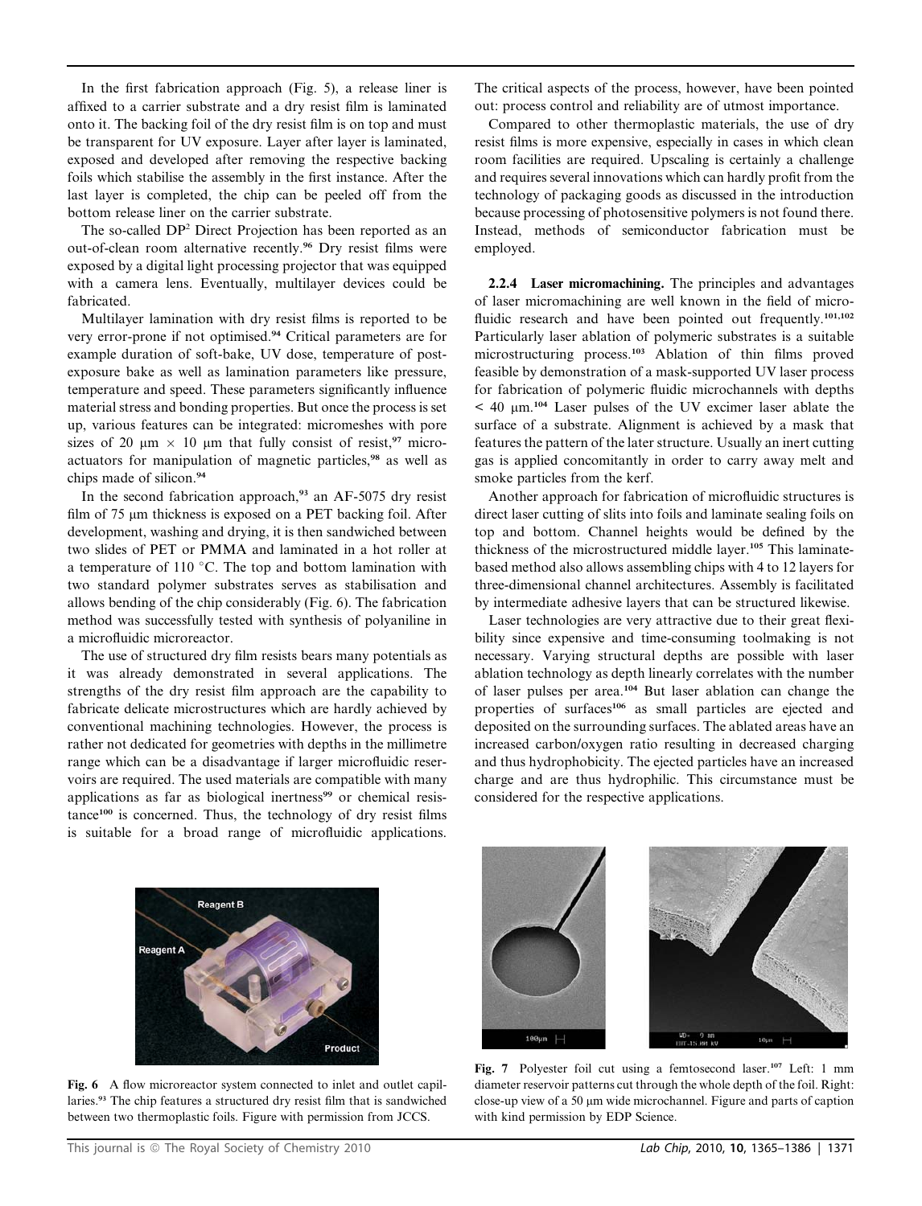In the first fabrication approach (Fig. 5), a release liner is affixed to a carrier substrate and a dry resist film is laminated onto it. The backing foil of the dry resist film is on top and must be transparent for UV exposure. Layer after layer is laminated, exposed and developed after removing the respective backing foils which stabilise the assembly in the first instance. After the last layer is completed, the chip can be peeled off from the bottom release liner on the carrier substrate.

The so-called $DP^2$ Direct Projection has been reported as an out-of-clean room alternative recently.[96] Dry resist films were exposed by a digital light processing projector that was equipped with a camera lens. Eventually, multilayer devices could be fabricated.

Multilayer lamination with dry resist films is reported to be very error-prone if not optimised.[94] Critical parameters are for example duration of soft-bake, UV dose, temperature of post-exposure bake as well as lamination parameters like pressure, temperature and speed. These parameters significantly influence material stress and bonding properties. But once the process is set up, various features can be integrated: micromeshes with pore sizes of 20 µm × 10 µm that fully consist of resist,[97] microactuators for manipulation of magnetic particles,[98] as well as chips made of silicon.[94]

In the second fabrication approach,[93] an AF-5075 dry resist film of 75 µm thickness is exposed on a PET backing foil. After development, washing and drying, it is then sandwiched between two slides of PET or PMMA and laminated in a hot roller at a temperature of 110 °C. The top and bottom lamination with two standard polymer substrates serves as stabilisation and allows bending of the chip considerably (Fig. 6). The fabrication method was successfully tested with synthesis of polyaniline in a microfluidic microreactor.

The use of structured dry film resists bears many potentials as it was already demonstrated in several applications. The strengths of the dry resist film approach are the capability to fabricate delicate microstructures which are hardly achieved by conventional machining technologies. However, the process is rather not dedicated for geometries with depths in the millimetre range which can be a disadvantage if larger microfluidic reservoirs are required. The used materials are compatible with many applications as far as biological inertness[99] or chemical resistance[100] is concerned. Thus, the technology of dry resist films is suitable for a broad range of microfluidic applications. The critical aspects of the process, however, have been pointed out: process control and reliability are of utmost importance.

Compared to other thermoplastic materials, the use of dry resist films is more expensive, especially in cases in which clean room facilities are required. Upscaling is certainly a challenge and requires several innovations which can hardly profit from the technology of packaging goods as discussed in the introduction because processing of photosensitive polymers is not found there. Instead, methods of semiconductor fabrication must be employed.

**2.2.4 Laser micromachining.** The principles and advantages of laser micromachining are well known in the field of microfluidic research and have been pointed out frequently.[101,102] Particularly laser ablation of polymeric substrates is a suitable microstructuring process.[103] Ablation of thin films proved feasible by demonstration of a mask-supported UV laser process for fabrication of polymeric fluidic microchannels with depths < 40 µm.[104] Laser pulses of the UV excimer laser ablate the surface of a substrate. Alignment is achieved by a mask that features the pattern of the later structure. Usually an inert cutting gas is applied concomitantly in order to carry away melt and smoke particles from the kerf.

Another approach for fabrication of microfluidic structures is direct laser cutting of slits into foils and laminate sealing foils on top and bottom. Channel heights would be defined by the thickness of the microstructured middle layer.[105] This laminate-based method also allows assembling chips with 4 to 12 layers for three-dimensional channel architectures. Assembly is facilitated by intermediate adhesive layers that can be structured likewise.

Laser technologies are very attractive due to their great flexibility since expensive and time-consuming toolmaking is not necessary. Varying structural depths are possible with laser ablation technology as depth linearly correlates with the number of laser pulses per area.[104] But laser ablation can change the properties of surfaces[106] as small particles are ejected and deposited on the surrounding surfaces. The ablated areas have an increased carbon/oxygen ratio resulting in decreased charging and thus hydrophobicity. The ejected particles have an increased charge and are thus hydrophilic. This circumstance must be considered for the respective applications.

**Fig. 6** A flow microreactor system connected to inlet and outlet capillaries.[93] The chip features a structured dry resist film that is sandwiched between two thermoplastic foils. Figure with permission from JCCS.

**Fig. 7** Polyester foil cut using a femtosecond laser.[107] Left: 1 mm diameter reservoir patterns cut through the whole depth of the foil. Right: close-up view of a 50 µm wide microchannel. Figure and parts of caption with kind permission by EDP Science.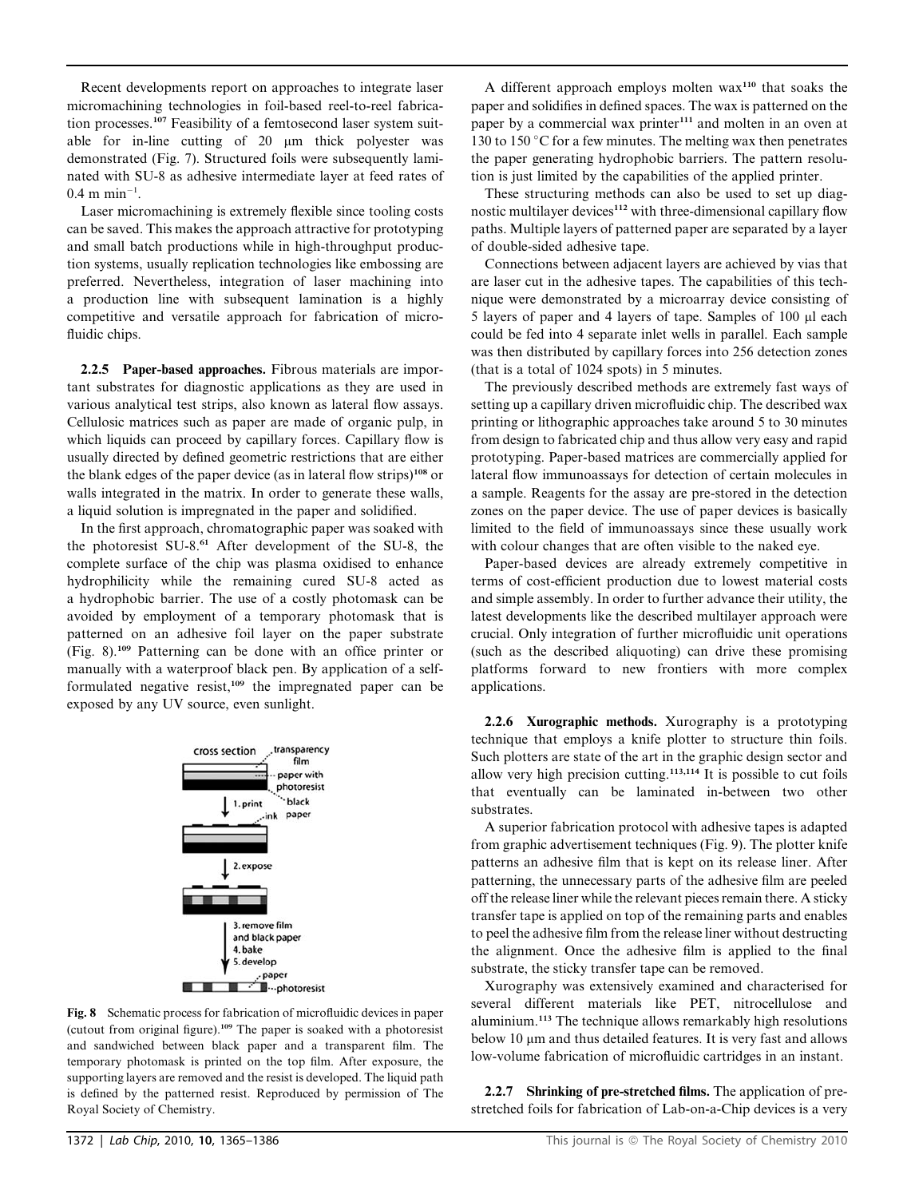Recent developments report on approaches to integrate laser micromachining technologies in foil-based reel-to-reel fabrication processes.[107] Feasibility of a femtosecond laser system suitable for in-line cutting of 20 μm thick polyester was demonstrated (Fig. 7). Structured foils were subsequently laminated with SU-8 as adhesive intermediate layer at feed rates of 0.4 m $min^{-1}$.

Laser micromachining is extremely flexible since tooling costs can be saved. This makes the approach attractive for prototyping and small batch productions while in high-throughput production systems, usually replication technologies like embossing are preferred. Nevertheless, integration of laser machining into a production line with subsequent lamination is a highly competitive and versatile approach for fabrication of microfluidic chips.

**2.2.5 Paper-based approaches.** Fibrous materials are important substrates for diagnostic applications as they are used in various analytical test strips, also known as lateral flow assays. Cellulosic matrices such as paper are made of organic pulp, in which liquids can proceed by capillary forces. Capillary flow is usually directed by defined geometric restrictions that are either the blank edges of the paper device (as in lateral flow strips)[108] or walls integrated in the matrix. In order to generate these walls, a liquid solution is impregnated in the paper and solidified.

In the first approach, chromatographic paper was soaked with the photoresist SU-8.[61] After development of the SU-8, the complete surface of the chip was plasma oxidised to enhance hydrophilicity while the remaining cured SU-8 acted as a hydrophobic barrier. The use of a costly photomask can be avoided by employment of a temporary photomask that is patterned on an adhesive foil layer on the paper substrate (Fig. 8).[109] Patterning can be done with an office printer or manually with a waterproof black pen. By application of a self-formulated negative resist,[109] the impregnated paper can be exposed by any UV source, even sunlight.

Fig. 8 Schematic process for fabrication of microfluidic devices in paper (cutout from original figure).[109] The paper is soaked with a photoresist and sandwiched between black paper and a transparent film. The temporary photomask is printed on the top film. After exposure, the supporting layers are removed and the resist is developed. The liquid path is defined by the patterned resist. Reproduced by permission of The Royal Society of Chemistry.

A different approach employs molten wax[110] that soaks the paper and solidifies in defined spaces. The wax is patterned on the paper by a commercial wax printer[111] and molten in an oven at 130 to 150 °C for a few minutes. The melting wax then penetrates the paper generating hydrophobic barriers. The pattern resolution is just limited by the capabilities of the applied printer.

These structuring methods can also be used to set up diagnostic multilayer devices[112] with three-dimensional capillary flow paths. Multiple layers of patterned paper are separated by a layer of double-sided adhesive tape.

Connections between adjacent layers are achieved by vias that are laser cut in the adhesive tapes. The capabilities of this technique were demonstrated by a microarray device consisting of 5 layers of paper and 4 layers of tape. Samples of 100 μl each could be fed into 4 separate inlet wells in parallel. Each sample was then distributed by capillary forces into 256 detection zones (that is a total of 1024 spots) in 5 minutes.

The previously described methods are extremely fast ways of setting up a capillary driven microfluidic chip. The described wax printing or lithographic approaches take around 5 to 30 minutes from design to fabricated chip and thus allow very easy and rapid prototyping. Paper-based matrices are commercially applied for lateral flow immunoassays for detection of certain molecules in a sample. Reagents for the assay are pre-stored in the detection zones on the paper device. The use of paper devices is basically limited to the field of immunoassays since these usually work with colour changes that are often visible to the naked eye.

Paper-based devices are already extremely competitive in terms of cost-efficient production due to lowest material costs and simple assembly. In order to further advance their utility, the latest developments like the described multilayer approach were crucial. Only integration of further microfluidic unit operations (such as the described aliquoting) can drive these promising platforms forward to new frontiers with more complex applications.

**2.2.6 Xurographic methods.** Xurography is a prototyping technique that employs a knife plotter to structure thin foils. Such plotters are state of the art in the graphic design sector and allow very high precision cutting.[113,114] It is possible to cut foils that eventually can be laminated in-between two other substrates.

A superior fabrication protocol with adhesive tapes is adapted from graphic advertisement techniques (Fig. 9). The plotter knife patterns an adhesive film that is kept on its release liner. After patterning, the unnecessary parts of the adhesive film are peeled off the release liner while the relevant pieces remain there. A sticky transfer tape is applied on top of the remaining parts and enables to peel the adhesive film from the release liner without destructing the alignment. Once the adhesive film is applied to the final substrate, the sticky transfer tape can be removed.

Xurography was extensively examined and characterised for several different materials like PET, nitrocellulose and aluminium.[113] The technique allows remarkably high resolutions below 10 μm and thus detailed features. It is very fast and allows low-volume fabrication of microfluidic cartridges in an instant.

**2.2.7 Shrinking of pre-stretched films.** The application of pre-stretched foils for fabrication of Lab-on-a-Chip devices is a very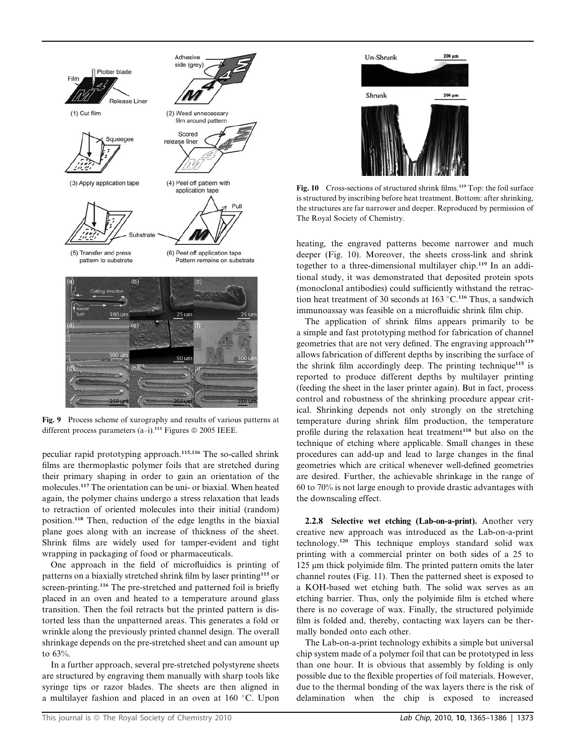Fig. 9 Process scheme of xurography and results of various patterns at different process parameters (a–i).[113] Figures © 2005 IEEE.

peculiar rapid prototyping approach.[115,116] The so-called shrink films are thermoplastic polymer foils that are stretched during their primary shaping in order to gain an orientation of the molecules.[117] The orientation can be uni- or biaxial. When heated again, the polymer chains undergo a stress relaxation that leads to retraction of oriented molecules into their initial (random) position.[118] Then, reduction of the edge lengths in the biaxial plane goes along with an increase of thickness of the sheet. Shrink films are widely used for tamper-evident and tight wrapping in packaging of food or pharmaceuticals.

One approach in the field of microfluidics is printing of patterns on a biaxially stretched shrink film by laser printing[115] or screen-printing.[116] The pre-stretched and patterned foil is briefly placed in an oven and heated to a temperature around glass transition. Then the foil retracts but the printed pattern is distorted less than the unpatterned areas. This generates a fold or wrinkle along the previously printed channel design. The overall shrinkage depends on the pre-stretched sheet and can amount up to 63%.

In a further approach, several pre-stretched polystyrene sheets are structured by engraving them manually with sharp tools like syringe tips or razor blades. The sheets are then aligned in a multilayer fashion and placed in an oven at 160 °C. Upon heating, the engraved patterns become narrower and much deeper (Fig. 10). Moreover, the sheets cross-link and shrink together to a three-dimensional multilayer chip.[119] In an additional study, it was demonstrated that deposited protein spots (monoclonal antibodies) could sufficiently withstand the retraction heat treatment of 30 seconds at 163 °C.[116] Thus, a sandwich immunoassay was feasible on a microfluidic shrink film chip.

Fig. 10 Cross-sections of structured shrink films.[119] Top: the foil surface is structured by inscribing before heat treatment. Bottom: after shrinking, the structures are far narrower and deeper. Reproduced by permission of The Royal Society of Chemistry.

The application of shrink films appears primarily to be a simple and fast prototyping method for fabrication of channel geometries that are not very defined. The engraving approach[119] allows fabrication of different depths by inscribing the surface of the shrink film accordingly deep. The printing technique[115] is reported to produce different depths by multilayer printing (feeding the sheet in the laser printer again). But in fact, process control and robustness of the shrinking procedure appear critical. Shrinking depends not only strongly on the stretching temperature during shrink film production, the temperature profile during the relaxation heat treatment[118] but also on the technique of etching where applicable. Small changes in these procedures can add-up and lead to large changes in the final geometries which are critical whenever well-defined geometries are desired. Further, the achievable shrinkage in the range of 60 to 70% is not large enough to provide drastic advantages with the downscaling effect.

#### 2.2.8 Selective wet etching (Lab-on-a-print).

Another very creative new approach was introduced as the Lab-on-a-print technology.[120] This technique employs standard solid wax printing with a commercial printer on both sides of a 25 to 125 μm thick polyimide film. The printed pattern omits the later channel routes (Fig. 11). Then the patterned sheet is exposed to a KOH-based wet etching bath. The solid wax serves as an etching barrier. Thus, only the polyimide film is etched where there is no coverage of wax. Finally, the structured polyimide film is folded and, thereby, contacting wax layers can be thermally bonded onto each other.

The Lab-on-a-print technology exhibits a simple but universal chip system made of a polymer foil that can be prototyped in less than one hour. It is obvious that assembly by folding is only possible due to the flexible properties of foil materials. However, due to the thermal bonding of the wax layers there is the risk of delamination when the chip is exposed to increased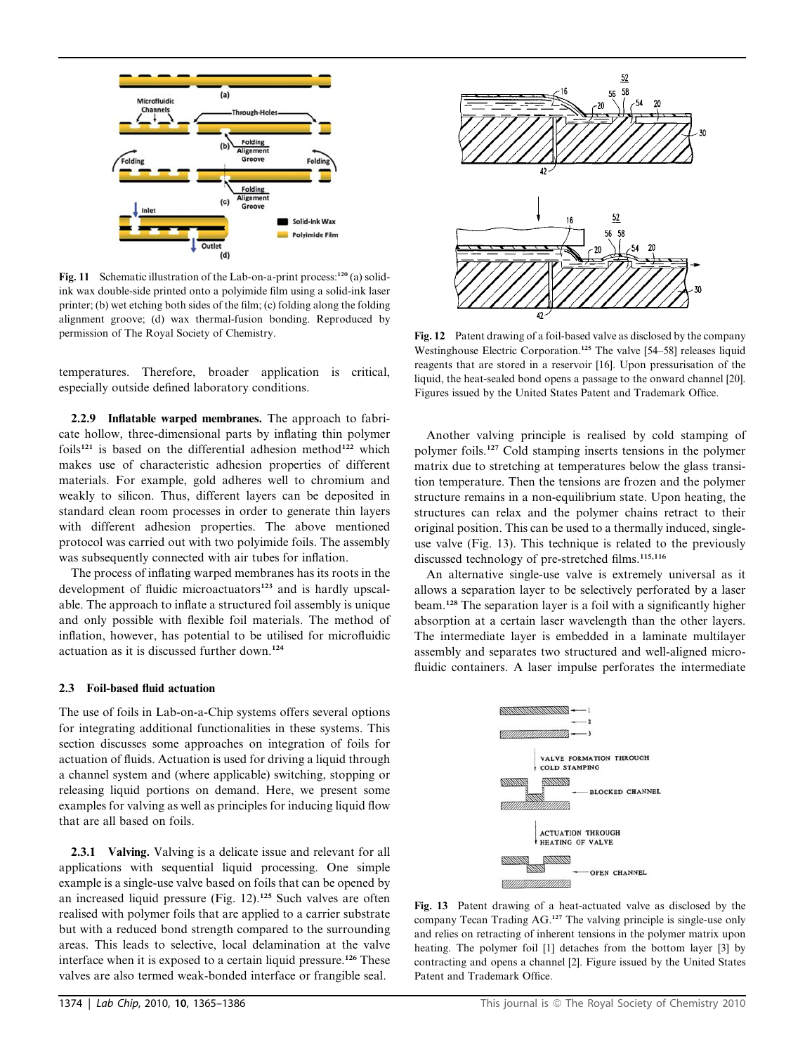Fig. 11 Schematic illustration of the Lab-on-a-print process:[120] (a) solid-ink wax double-side printed onto a polyimide film using a solid-ink laser printer; (b) wet etching both sides of the film; (c) folding along the folding alignment groove; (d) wax thermal-fusion bonding. Reproduced by permission of The Royal Society of Chemistry.

temperatures. Therefore, broader application is critical, especially outside defined laboratory conditions.

**2.2.9 Inflatable warped membranes.** The approach to fabricate hollow, three-dimensional parts by inflating thin polymer foils[121] is based on the differential adhesion method[122] which makes use of characteristic adhesion properties of different materials. For example, gold adheres well to chromium and weakly to silicon. Thus, different layers can be deposited in standard clean room processes in order to generate thin layers with different adhesion properties. The above mentioned protocol was carried out with two polyimide foils. The assembly was subsequently connected with air tubes for inflation.

The process of inflating warped membranes has its roots in the development of fluidic microactuators[123] and is hardly upscalable. The approach to inflate a structured foil assembly is unique and only possible with flexible foil materials. The method of inflation, however, has potential to be utilised for microfluidic actuation as it is discussed further down.[124]

### 2.3 Foil-based fluid actuation

The use of foils in Lab-on-a-Chip systems offers several options for integrating additional functionalities in these systems. This section discusses some approaches on integration of foils for actuation of fluids. Actuation is used for driving a liquid through a channel system and (where applicable) switching, stopping or releasing liquid portions on demand. Here, we present some examples for valving as well as principles for inducing liquid flow that are all based on foils.

**2.3.1 Valving.** Valving is a delicate issue and relevant for all applications with sequential liquid processing. One simple example is a single-use valve based on foils that can be opened by an increased liquid pressure (Fig. 12).[125] Such valves are often realised with polymer foils that are applied to a carrier substrate but with a reduced bond strength compared to the surrounding areas. This leads to selective, local delamination at the valve interface when it is exposed to a certain liquid pressure.[126] These valves are also termed weak-bonded interface or frangible seal.

Fig. 12 Patent drawing of a foil-based valve as disclosed by the company Westinghouse Electric Corporation.[125] The valve [54–58] releases liquid reagents that are stored in a reservoir [16]. Upon pressurisation of the liquid, the heat-sealed bond opens a passage to the onward channel [20]. Figures issued by the United States Patent and Trademark Office.

Another valving principle is realised by cold stamping of polymer foils.[127] Cold stamping inserts tensions in the polymer matrix due to stretching at temperatures below the glass transition temperature. Then the tensions are frozen and the polymer structure remains in a non-equilibrium state. Upon heating, the structures can relax and the polymer chains retract to their original position. This can be used to a thermally induced, single-use valve (Fig. 13). This technique is related to the previously discussed technology of pre-stretched films.[115,116]

An alternative single-use valve is extremely universal as it allows a separation layer to be selectively perforated by a laser beam.[128] The separation layer is a foil with a significantly higher absorption at a certain laser wavelength than the other layers. The intermediate layer is embedded in a laminate multilayer assembly and separates two structured and well-aligned microfluidic containers. A laser impulse perforates the intermediate

Fig. 13 Patent drawing of a heat-actuated valve as disclosed by the company Tecan Trading AG.[127] The valving principle is single-use only and relies on retracting of inherent tensions in the polymer matrix upon heating. The polymer foil [1] detaches from the bottom layer [3] by contracting and opens a channel [2]. Figure issued by the United States Patent and Trademark Office.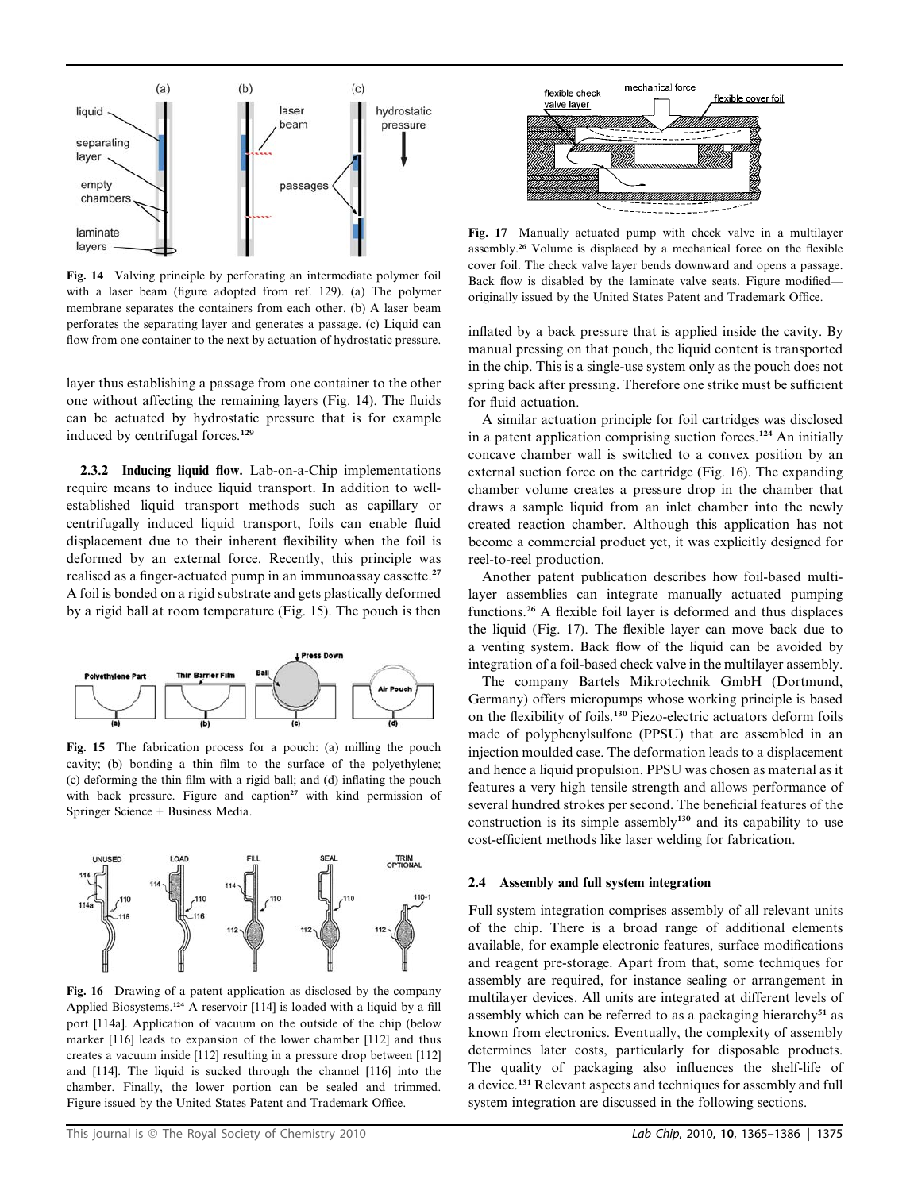Fig. 14 Valving principle by perforating an intermediate polymer foil with a laser beam (figure adopted from ref. 129). (a) The polymer membrane separates the containers from each other. (b) A laser beam perforates the separating layer and generates a passage. (c) Liquid can flow from one container to the next by actuation of hydrostatic pressure.

layer thus establishing a passage from one container to the other one without affecting the remaining layers (Fig. 14). The fluids can be actuated by hydrostatic pressure that is for example induced by centrifugal forces.[129]

**2.3.2 Inducing liquid flow.** Lab-on-a-Chip implementations require means to induce liquid transport. In addition to well-established liquid transport methods such as capillary or centrifugally induced liquid transport, foils can enable fluid displacement due to their inherent flexibility when the foil is deformed by an external force. Recently, this principle was realised as a finger-actuated pump in an immunoassay cassette.[27] A foil is bonded on a rigid substrate and gets plastically deformed by a rigid ball at room temperature (Fig. 15). The pouch is then

Fig. 15 The fabrication process for a pouch: (a) milling the pouch cavity; (b) bonding a thin film to the surface of the polyethylene; (c) deforming the thin film with a rigid ball; and (d) inflating the pouch with back pressure. Figure and caption[27] with kind permission of Springer Science + Business Media.

Fig. 16 Drawing of a patent application as disclosed by the company Applied Biosystems.[124] A reservoir [114] is loaded with a liquid by a fill port [114a]. Application of vacuum on the outside of the chip (below marker [116] leads to expansion of the lower chamber [112] and thus creates a vacuum inside [112] resulting in a pressure drop between [112] and [114]. The liquid is sucked through the channel [116] into the chamber. Finally, the lower portion can be sealed and trimmed. Figure issued by the United States Patent and Trademark Office.

Fig. 17 Manually actuated pump with check valve in a multilayer assembly.[26] Volume is displaced by a mechanical force on the flexible cover foil. The check valve layer bends downward and opens a passage. Back flow is disabled by the laminate valve seats. Figure modified—originally issued by the United States Patent and Trademark Office.

inflated by a back pressure that is applied inside the cavity. By manual pressing on that pouch, the liquid content is transported in the chip. This is a single-use system only as the pouch does not spring back after pressing. Therefore one strike must be sufficient for fluid actuation.

A similar actuation principle for foil cartridges was disclosed in a patent application comprising suction forces.[124] An initially concave chamber wall is switched to a convex position by an external suction force on the cartridge (Fig. 16). The expanding chamber volume creates a pressure drop in the chamber that draws a sample liquid from an inlet chamber into the newly created reaction chamber. Although this application has not become a commercial product yet, it was explicitly designed for reel-to-reel production.

Another patent publication describes how foil-based multilayer assemblies can integrate manually actuated pumping functions.[26] A flexible foil layer is deformed and thus displaces the liquid (Fig. 17). The flexible layer can move back due to a venting system. Back flow of the liquid can be avoided by integration of a foil-based check valve in the multilayer assembly.

The company Bartels Mikrotechnik GmbH (Dortmund, Germany) offers micropumps whose working principle is based on the flexibility of foils.[130] Piezo-electric actuators deform foils made of polyphenylsulfone (PPSU) that are assembled in an injection moulded case. The deformation leads to a displacement and hence a liquid propulsion. PPSU was chosen as material as it features a very high tensile strength and allows performance of several hundred strokes per second. The beneficial features of the construction is its simple assembly[130] and its capability to use cost-efficient methods like laser welding for fabrication.

### 2.4 Assembly and full system integration

Full system integration comprises assembly of all relevant units of the chip. There is a broad range of additional elements available, for example electronic features, surface modifications and reagent pre-storage. Apart from that, some techniques for assembly are required, for instance sealing or arrangement in multilayer devices. All units are integrated at different levels of assembly which can be referred to as a packaging hierarchy[51] as known from electronics. Eventually, the complexity of assembly determines later costs, particularly for disposable products. The quality of packaging also influences the shelf-life of a device.[131] Relevant aspects and techniques for assembly and full system integration are discussed in the following sections.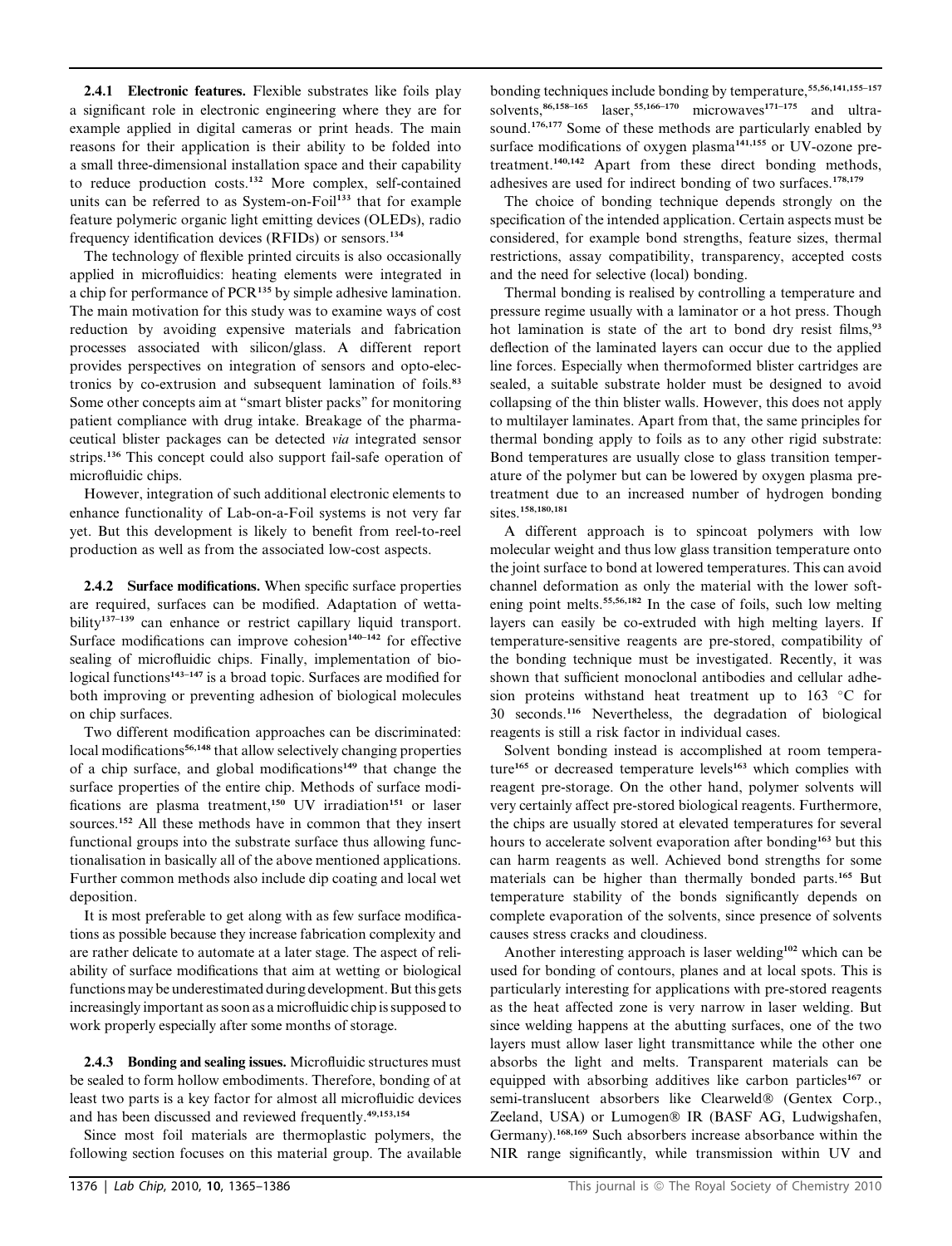**2.4.1 Electronic features.** Flexible substrates like foils play a significant role in electronic engineering where they are for example applied in digital cameras or print heads. The main reasons for their application is their ability to be folded into a small three-dimensional installation space and their capability to reduce production costs.[132] More complex, self-contained units can be referred to as System-on-Foil[133] that for example feature polymeric organic light emitting devices (OLEDs), radio frequency identification devices (RFIDs) or sensors.[134]

The technology of flexible printed circuits is also occasionally applied in microfluidics: heating elements were integrated in a chip for performance of PCR[135] by simple adhesive lamination. The main motivation for this study was to examine ways of cost reduction by avoiding expensive materials and fabrication processes associated with silicon/glass. A different report provides perspectives on integration of sensors and opto-electronics by co-extrusion and subsequent lamination of foils.[83] Some other concepts aim at "smart blister packs" for monitoring patient compliance with drug intake. Breakage of the pharmaceutical blister packages can be detected *via* integrated sensor strips.[136] This concept could also support fail-safe operation of microfluidic chips.

However, integration of such additional electronic elements to enhance functionality of Lab-on-a-Foil systems is not very far yet. But this development is likely to benefit from reel-to-reel production as well as from the associated low-cost aspects.

**2.4.2 Surface modifications.** When specific surface properties are required, surfaces can be modified. Adaptation of wettability[137–139] can enhance or restrict capillary liquid transport. Surface modifications can improve cohesion[140–142] for effective sealing of microfluidic chips. Finally, implementation of biological functions[143–147] is a broad topic. Surfaces are modified for both improving or preventing adhesion of biological molecules on chip surfaces.

Two different modification approaches can be discriminated: local modifications[56,148] that allow selectively changing properties of a chip surface, and global modifications[149] that change the surface properties of the entire chip. Methods of surface modifications are plasma treatment,[150] UV irradiation[151] or laser sources.[152] All these methods have in common that they insert functional groups into the substrate surface thus allowing functionalisation in basically all of the above mentioned applications. Further common methods also include dip coating and local wet deposition.

It is most preferable to get along with as few surface modifications as possible because they increase fabrication complexity and are rather delicate to automate at a later stage. The aspect of reliability of surface modifications that aim at wetting or biological functions may be underestimated during development. But this gets increasingly important as soon as a microfluidic chip is supposed to work properly especially after some months of storage.

**2.4.3 Bonding and sealing issues.** Microfluidic structures must be sealed to form hollow embodiments. Therefore, bonding of at least two parts is a key factor for almost all microfluidic devices and has been discussed and reviewed frequently.[49,153,154]

Since most foil materials are thermoplastic polymers, the following section focuses on this material group. The available bonding techniques include bonding by temperature,[55,56,141,155–157] solvents,[86,158–165] laser,[55,166–170] microwaves[171–175] and ultrasound.[176,177] Some of these methods are particularly enabled by surface modifications of oxygen plasma[141,155] or UV-ozone pretreatment.[140,142] Apart from these direct bonding methods, adhesives are used for indirect bonding of two surfaces.[178,179]

The choice of bonding technique depends strongly on the specification of the intended application. Certain aspects must be considered, for example bond strengths, feature sizes, thermal restrictions, assay compatibility, transparency, accepted costs and the need for selective (local) bonding.

Thermal bonding is realised by controlling a temperature and pressure regime usually with a laminator or a hot press. Though hot lamination is state of the art to bond dry resist films,[93] deflection of the laminated layers can occur due to the applied line forces. Especially when thermoformed blister cartridges are sealed, a suitable substrate holder must be designed to avoid collapsing of the thin blister walls. However, this does not apply to multilayer laminates. Apart from that, the same principles for thermal bonding apply to foils as to any other rigid substrate: Bond temperatures are usually close to glass transition temperature of the polymer but can be lowered by oxygen plasma pretreatment due to an increased number of hydrogen bonding sites.[158,180,181]

A different approach is to spincoat polymers with low molecular weight and thus low glass transition temperature onto the joint surface to bond at lowered temperatures. This can avoid channel deformation as only the material with the lower softening point melts.[55,56,182] In the case of foils, such low melting layers can easily be co-extruded with high melting layers. If temperature-sensitive reagents are pre-stored, compatibility of the bonding technique must be investigated. Recently, it was shown that sufficient monoclonal antibodies and cellular adhesion proteins withstand heat treatment up to 163 °C for 30 seconds.[116] Nevertheless, the degradation of biological reagents is still a risk factor in individual cases.

Solvent bonding instead is accomplished at room temperature[165] or decreased temperature levels[163] which complies with reagent pre-storage. On the other hand, polymer solvents will very certainly affect pre-stored biological reagents. Furthermore, the chips are usually stored at elevated temperatures for several hours to accelerate solvent evaporation after bonding[163] but this can harm reagents as well. Achieved bond strengths for some materials can be higher than thermally bonded parts.[165] But temperature stability of the bonds significantly depends on complete evaporation of the solvents, since presence of solvents causes stress cracks and cloudiness.

Another interesting approach is laser welding[102] which can be used for bonding of contours, planes and at local spots. This is particularly interesting for applications with pre-stored reagents as the heat affected zone is very narrow in laser welding. But since welding happens at the abutting surfaces, one of the two layers must allow laser light transmittance while the other one absorbs the light and melts. Transparent materials can be equipped with absorbing additives like carbon particles[167] or semi-translucent absorbers like Clearweld® (Gentex Corp., Zeeland, USA) or Lumogen® IR (BASF AG, Ludwigshafen, Germany).[168,169] Such absorbers increase absorbance within the NIR range significantly, while transmission within UV and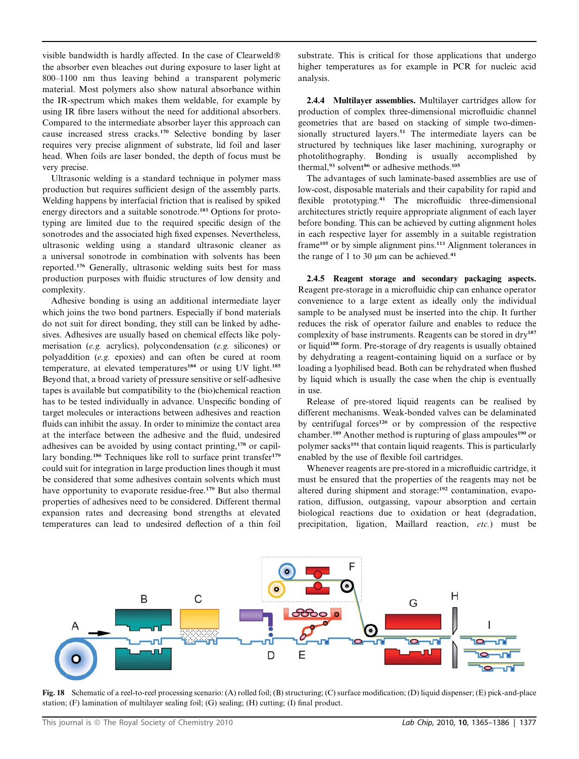visible bandwidth is hardly affected. In the case of Clearweld® the absorber even bleaches out during exposure to laser light at 800–1100 nm thus leaving behind a transparent polymeric material. Most polymers also show natural absorbance within the IR-spectrum which makes them weldable, for example by using IR fibre lasers without the need for additional absorbers. Compared to the intermediate absorber layer this approach can cause increased stress cracks.[170] Selective bonding by laser requires very precise alignment of substrate, lid foil and laser head. When foils are laser bonded, the depth of focus must be very precise.

Ultrasonic welding is a standard technique in polymer mass production but requires sufficient design of the assembly parts. Welding happens by interfacial friction that is realised by spiked energy directors and a suitable sonotrode.[183] Options for prototyping are limited due to the required specific design of the sonotrodes and the associated high fixed expenses. Nevertheless, ultrasonic welding using a standard ultrasonic cleaner as a universal sonotrode in combination with solvents has been reported.[176] Generally, ultrasonic welding suits best for mass production purposes with fluidic structures of low density and complexity.

Adhesive bonding is using an additional intermediate layer which joins the two bond partners. Especially if bond materials do not suit for direct bonding, they still can be linked by adhesives. Adhesives are usually based on chemical effects like polymerisation (*e.g.* acrylics), polycondensation (*e.g.* silicones) or polyaddition (*e.g.* epoxies) and can often be cured at room temperature, at elevated temperatures[184] or using UV light.[185] Beyond that, a broad variety of pressure sensitive or self-adhesive tapes is available but compatibility to the (bio)chemical reaction has to be tested individually in advance. Unspecific bonding of target molecules or interactions between adhesives and reaction fluids can inhibit the assay. In order to minimize the contact area at the interface between the adhesive and the fluid, undesired adhesives can be avoided by using contact printing,[178] or capillary bonding.[186] Techniques like roll to surface print transfer[179] could suit for integration in large production lines though it must be considered that some adhesives contain solvents which must have opportunity to evaporate residue-free.[179] But also thermal properties of adhesives need to be considered. Different thermal expansion rates and decreasing bond strengths at elevated temperatures can lead to undesired deflection of a thin foil substrate. This is critical for those applications that undergo higher temperatures as for example in PCR for nucleic acid analysis.

### 2.4.4 Multilayer assemblies.

Multilayer cartridges allow for production of complex three-dimensional microfluidic channel geometries that are based on stacking of simple two-dimensionally structured layers.[51] The intermediate layers can be structured by techniques like laser machining, xurography or photolithography. Bonding is usually accomplished by thermal,[93] solvent[86] or adhesive methods.[105]

The advantages of such laminate-based assemblies are use of low-cost, disposable materials and their capability for rapid and flexible prototyping.[41] The microfluidic three-dimensional architectures strictly require appropriate alignment of each layer before bonding. This can be achieved by cutting alignment holes in each respective layer for assembly in a suitable registration frame[105] or by simple alignment pins.[113] Alignment tolerances in the range of 1 to 30 μm can be achieved.[41]

### 2.4.5 Reagent storage and secondary packaging aspects.

Reagent pre-storage in a microfluidic chip can enhance operator convenience to a large extent as ideally only the individual sample to be analysed must be inserted into the chip. It further reduces the risk of operator failure and enables to reduce the complexity of base instruments. Reagents can be stored in dry[187] or liquid[188] form. Pre-storage of dry reagents is usually obtained by dehydrating a reagent-containing liquid on a surface or by loading a lyophilised bead. Both can be rehydrated when flushed by liquid which is usually the case when the chip is eventually in use.

Release of pre-stored liquid reagents can be realised by different mechanisms. Weak-bonded valves can be delaminated by centrifugal forces[126] or by compression of the respective chamber.[189] Another method is rupturing of glass ampoules[190] or polymer sacks[191] that contain liquid reagents. This is particularly enabled by the use of flexible foil cartridges.

Whenever reagents are pre-stored in a microfluidic cartridge, it must be ensured that the properties of the reagents may not be altered during shipment and storage:[192] contamination, evaporation, diffusion, outgassing, vapour absorption and certain biological reactions due to oxidation or heat (degradation, precipitation, ligation, Maillard reaction, *etc.*) must be

**Fig. 18** Schematic of a reel-to-reel processing scenario: (A) rolled foil; (B) structuring; (C) surface modification; (D) liquid dispenser; (E) pick-and-place station; (F) lamination of multilayer sealing foil; (G) sealing; (H) cutting; (I) final product.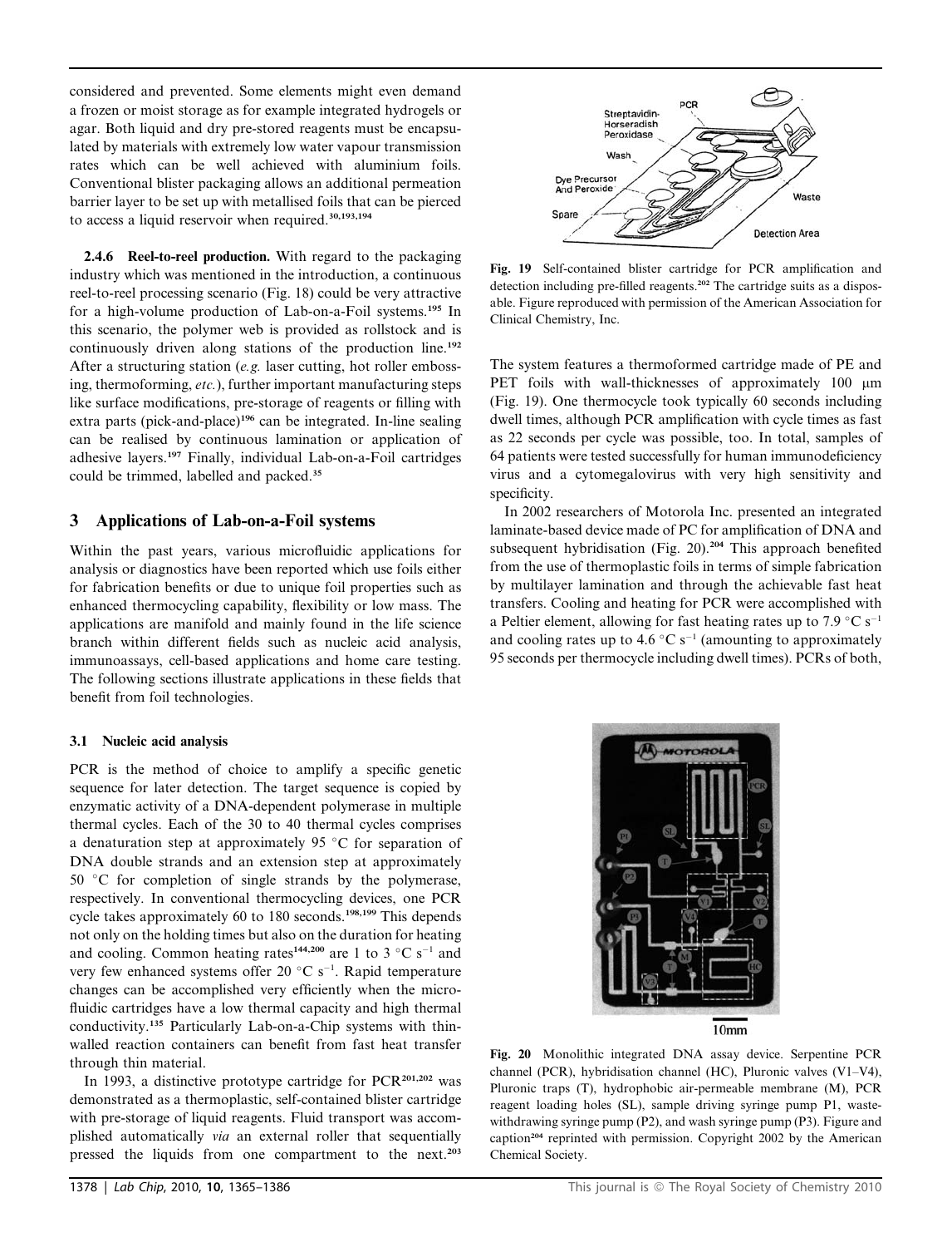considered and prevented. Some elements might even demand a frozen or moist storage as for example integrated hydrogels or agar. Both liquid and dry pre-stored reagents must be encapsulated by materials with extremely low water vapour transmission rates which can be well achieved with aluminium foils. Conventional blister packaging allows an additional permeation barrier layer to be set up with metallised foils that can be pierced to access a liquid reservoir when required.[30,193,194]

**2.4.6 Reel-to-reel production.** With regard to the packaging industry which was mentioned in the introduction, a continuous reel-to-reel processing scenario (Fig. 18) could be very attractive for a high-volume production of Lab-on-a-Foil systems.[195] In this scenario, the polymer web is provided as rollstock and is continuously driven along stations of the production line.[192] After a structuring station (*e.g.* laser cutting, hot roller embossing, thermoforming, *etc.*), further important manufacturing steps like surface modifications, pre-storage of reagents or filling with extra parts (pick-and-place)[196] can be integrated. In-line sealing can be realised by continuous lamination or application of adhesive layers.[197] Finally, individual Lab-on-a-Foil cartridges could be trimmed, labelled and packed.[35]

## 3 Applications of Lab-on-a-Foil systems

Within the past years, various microfluidic applications for analysis or diagnostics have been reported which use foils either for fabrication benefits or due to unique foil properties such as enhanced thermocycling capability, flexibility or low mass. The applications are manifold and mainly found in the life science branch within different fields such as nucleic acid analysis, immunoassays, cell-based applications and home care testing. The following sections illustrate applications in these fields that benefit from foil technologies.

### 3.1 Nucleic acid analysis

PCR is the method of choice to amplify a specific genetic sequence for later detection. The target sequence is copied by enzymatic activity of a DNA-dependent polymerase in multiple thermal cycles. Each of the 30 to 40 thermal cycles comprises a denaturation step at approximately 95 °C for separation of DNA double strands and an extension step at approximately 50 °C for completion of single strands by the polymerase, respectively. In conventional thermocycling devices, one PCR cycle takes approximately 60 to 180 seconds.[198,199] This depends not only on the holding times but also on the duration for heating and cooling. Common heating rates[144,200] are 1 to 3 °C $s^{-1}$ and very few enhanced systems offer 20 °C $s^{-1}$. Rapid temperature changes can be accomplished very efficiently when the microfluidic cartridges have a low thermal capacity and high thermal conductivity.[135] Particularly Lab-on-a-Chip systems with thin-walled reaction containers can benefit from fast heat transfer through thin material.

In 1993, a distinctive prototype cartridge for PCR[201,202] was demonstrated as a thermoplastic, self-contained blister cartridge with pre-storage of liquid reagents. Fluid transport was accomplished automatically *via* an external roller that sequentially pressed the liquids from one compartment to the next.[203]

Fig. 19 Self-contained blister cartridge for PCR amplification and detection including pre-filled reagents.[202] The cartridge suits as a disposable. Figure reproduced with permission of the American Association for Clinical Chemistry, Inc.

The system features a thermoformed cartridge made of PE and PET foils with wall-thicknesses of approximately 100 µm (Fig. 19). One thermocycle took typically 60 seconds including dwell times, although PCR amplification with cycle times as fast as 22 seconds per cycle was possible, too. In total, samples of 64 patients were tested successfully for human immunodeficiency virus and a cytomegalovirus with very high sensitivity and specificity.

In 2002 researchers of Motorola Inc. presented an integrated laminate-based device made of PC for amplification of DNA and subsequent hybridisation (Fig. 20).[204] This approach benefited from the use of thermoplastic foils in terms of simple fabrication by multilayer lamination and through the achievable fast heat transfers. Cooling and heating for PCR were accomplished with a Peltier element, allowing for fast heating rates up to 7.9 °C $s^{-1}$ and cooling rates up to 4.6 °C $s^{-1}$ (amounting to approximately 95 seconds per thermocycle including dwell times). PCRs of both,

Fig. 20 Monolithic integrated DNA assay device. Serpentine PCR channel (PCR), hybridisation channel (HC), Pluronic valves (V1–V4), Pluronic traps (T), hydrophobic air-permeable membrane (M), PCR reagent loading holes (SL), sample driving syringe pump P1, waste-withdrawing syringe pump (P2), and wash syringe pump (P3). Figure and caption[204] reprinted with permission. Copyright 2002 by the American Chemical Society.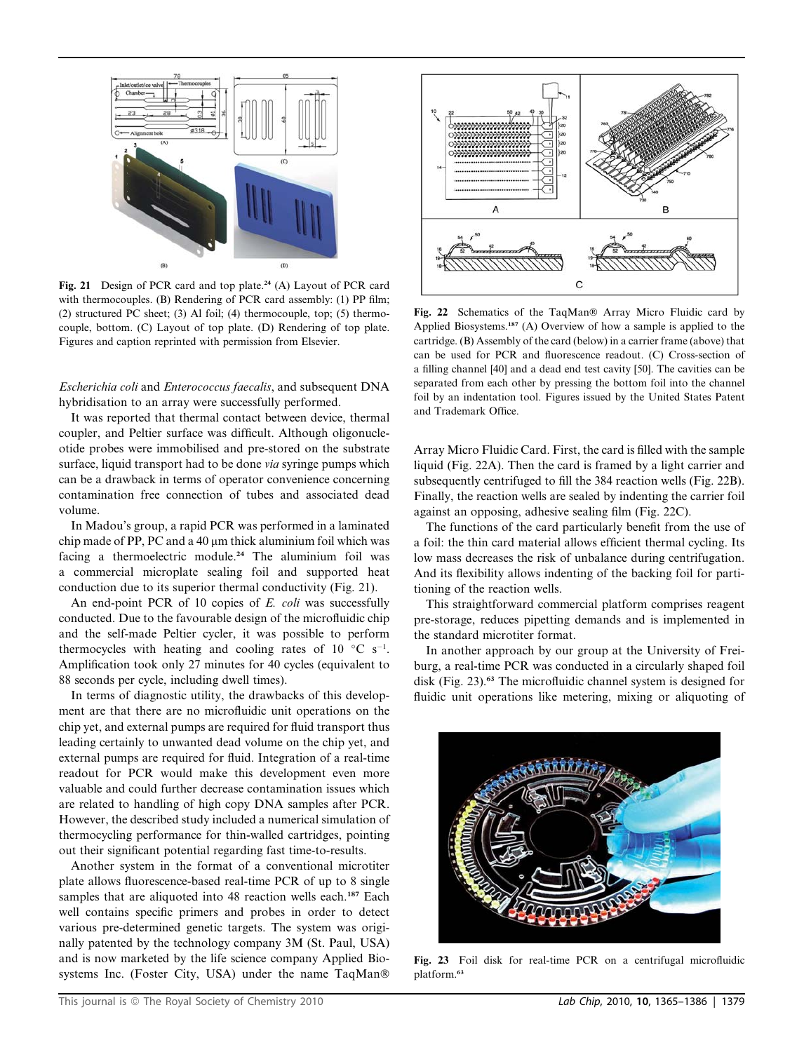Fig. 21 Design of PCR card and top plate.[24] (A) Layout of PCR card with thermocouples. (B) Rendering of PCR card assembly: (1) PP film; (2) structured PC sheet; (3) Al foil; (4) thermocouple, top; (5) thermocouple, bottom. (C) Layout of top plate. (D) Rendering of top plate. Figures and caption reprinted with permission from Elsevier.

*Escherichia coli* and *Enterococcus faecalis*, and subsequent DNA hybridisation to an array were successfully performed.

It was reported that thermal contact between device, thermal coupler, and Peltier surface was difficult. Although oligonucleotide probes were immobilised and pre-stored on the substrate surface, liquid transport had to be done *via* syringe pumps which can be a drawback in terms of operator convenience concerning contamination free connection of tubes and associated dead volume.

In Madou's group, a rapid PCR was performed in a laminated chip made of PP, PC and a 40 μm thick aluminium foil which was facing a thermoelectric module.[24] The aluminium foil was a commercial microplate sealing foil and supported heat conduction due to its superior thermal conductivity (Fig. 21).

An end-point PCR of 10 copies of *E. coli* was successfully conducted. Due to the favourable design of the microfluidic chip and the self-made Peltier cycler, it was possible to perform thermocycles with heating and cooling rates of 10 °C $s^{-1}$. Amplification took only 27 minutes for 40 cycles (equivalent to 88 seconds per cycle, including dwell times).

In terms of diagnostic utility, the drawbacks of this development are that there are no microfluidic unit operations on the chip yet, and external pumps are required for fluid transport thus leading certainly to unwanted dead volume on the chip yet, and external pumps are required for fluid. Integration of a real-time readout for PCR would make this development even more valuable and could further decrease contamination issues which are related to handling of high copy DNA samples after PCR. However, the described study included a numerical simulation of thermocycling performance for thin-walled cartridges, pointing out their significant potential regarding fast time-to-results.

Another system in the format of a conventional microtiter plate allows fluorescence-based real-time PCR of up to 8 single samples that are aliquoted into 48 reaction wells each.[187] Each well contains specific primers and probes in order to detect various pre-determined genetic targets. The system was originally patented by the technology company 3M (St. Paul, USA) and is now marketed by the life science company Applied Biosystems Inc. (Foster City, USA) under the name TaqMan® Array Micro Fluidic Card. First, the card is filled with the sample liquid (Fig. 22A). Then the card is framed by a light carrier and subsequently centrifuged to fill the 384 reaction wells (Fig. 22B). Finally, the reaction wells are sealed by indenting the carrier foil against an opposing, adhesive sealing film (Fig. 22C).

Fig. 22 Schematics of the TaqMan® Array Micro Fluidic card by Applied Biosystems.[187] (A) Overview of how a sample is applied to the cartridge. (B) Assembly of the card (below) in a carrier frame (above) that can be used for PCR and fluorescence readout. (C) Cross-section of a filling channel [40] and a dead end test cavity [50]. The cavities can be separated from each other by pressing the bottom foil into the channel foil by an indentation tool. Figures issued by the United States Patent and Trademark Office.

The functions of the card particularly benefit from the use of a foil: the thin card material allows efficient thermal cycling. Its low mass decreases the risk of unbalance during centrifugation. And its flexibility allows indenting of the backing foil for partitioning of the reaction wells.

This straightforward commercial platform comprises reagent pre-storage, reduces pipetting demands and is implemented in the standard microtiter format.

In another approach by our group at the University of Freiburg, a real-time PCR was conducted in a circularly shaped foil disk (Fig. 23).[63] The microfluidic channel system is designed for fluidic unit operations like metering, mixing or aliquoting of

Fig. 23 Foil disk for real-time PCR on a centrifugal microfluidic platform.[63]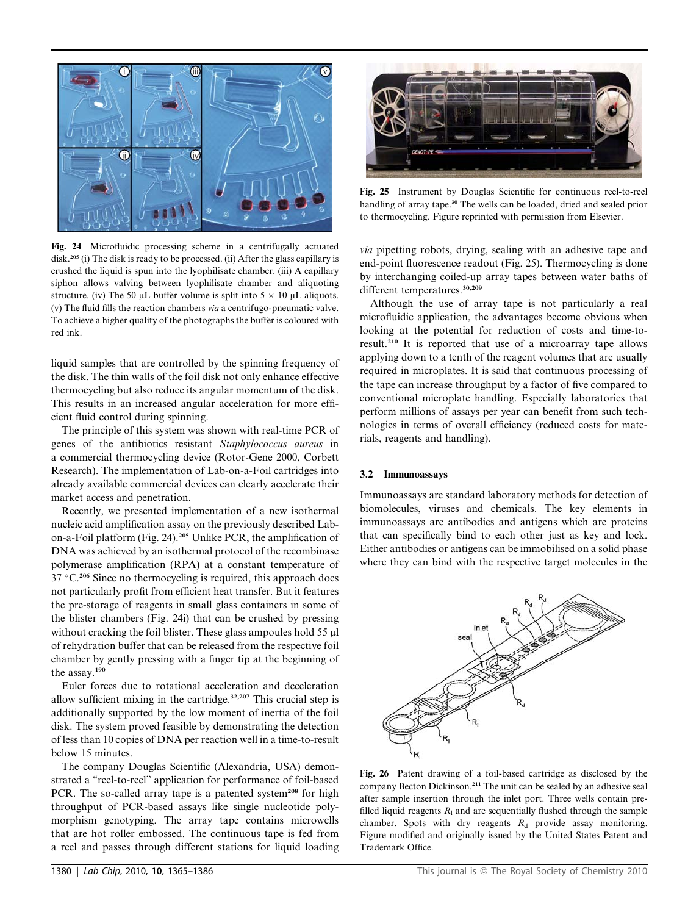Fig. 24 Microfluidic processing scheme in a centrifugally actuated disk.[205] (i) The disk is ready to be processed. (ii) After the glass capillary is crushed the liquid is spun into the lyophilisate chamber. (iii) A capillary siphon allows valving between lyophilisate chamber and aliquoting structure. (iv) The 50 µL buffer volume is split into $5 \times 10$ µL aliquots. (v) The fluid fills the reaction chambers *via* a centrifugo-pneumatic valve. To achieve a higher quality of the photographs the buffer is coloured with red ink.

liquid samples that are controlled by the spinning frequency of the disk. The thin walls of the foil disk not only enhance effective thermocycling but also reduce its angular momentum of the disk. This results in an increased angular acceleration for more efficient fluid control during spinning.

The principle of this system was shown with real-time PCR of genes of the antibiotics resistant *Staphylococcus aureus* in a commercial thermocycling device (Rotor-Gene 2000, Corbett Research). The implementation of Lab-on-a-Foil cartridges into already available commercial devices can clearly accelerate their market access and penetration.

Recently, we presented implementation of a new isothermal nucleic acid amplification assay on the previously described Lab-on-a-Foil platform (Fig. 24).[205] Unlike PCR, the amplification of DNA was achieved by an isothermal protocol of the recombinase polymerase amplification (RPA) at a constant temperature of 37 °C.[206] Since no thermocycling is required, this approach does not particularly profit from efficient heat transfer. But it features the pre-storage of reagents in small glass containers in some of the blister chambers (Fig. 24i) that can be crushed by pressing without cracking the foil blister. These glass ampoules hold 55 µl of rehydration buffer that can be released from the respective foil chamber by gently pressing with a finger tip at the beginning of the assay.[190]

Euler forces due to rotational acceleration and deceleration allow sufficient mixing in the cartridge.[32,207] This crucial step is additionally supported by the low moment of inertia of the foil disk. The system proved feasible by demonstrating the detection of less than 10 copies of DNA per reaction well in a time-to-result below 15 minutes.

The company Douglas Scientific (Alexandria, USA) demonstrated a "reel-to-reel" application for performance of foil-based PCR. The so-called array tape is a patented system[208] for high throughput of PCR-based assays like single nucleotide polymorphism genotyping. The array tape contains microwells that are hot roller embossed. The continuous tape is fed from a reel and passes through different stations for liquid loading *via* pipetting robots, drying, sealing with an adhesive tape and end-point fluorescence readout (Fig. 25). Thermocycling is done by interchanging coiled-up array tapes between water baths of different temperatures.[30,209]

Fig. 25 Instrument by Douglas Scientific for continuous reel-to-reel handling of array tape.[30] The wells can be loaded, dried and sealed prior to thermocycling. Figure reprinted with permission from Elsevier.

Although the use of array tape is not particularly a real microfluidic application, the advantages become obvious when looking at the potential for reduction of costs and time-to-result.[210] It is reported that use of a microarray tape allows applying down to a tenth of the reagent volumes that are usually required in microplates. It is said that continuous processing of the tape can increase throughput by a factor of five compared to conventional microplate handling. Especially laboratories that perform millions of assays per year can benefit from such technologies in terms of overall efficiency (reduced costs for materials, reagents and handling).

### 3.2 Immunoassays

Immunoassays are standard laboratory methods for detection of biomolecules, viruses and chemicals. The key elements in immunoassays are antibodies and antigens which are proteins that can specifically bind to each other just as key and lock. Either antibodies or antigens can be immobilised on a solid phase where they can bind with the respective target molecules in the

Fig. 26 Patent drawing of a foil-based cartridge as disclosed by the company Becton Dickinson.[211] The unit can be sealed by an adhesive seal after sample insertion through the inlet port. Three wells contain prefilled liquid reagents $R_l$ and are sequentially flushed through the sample chamber. Spots with dry reagents $R_d$ provide assay monitoring. Figure modified and originally issued by the United States Patent and Trademark Office.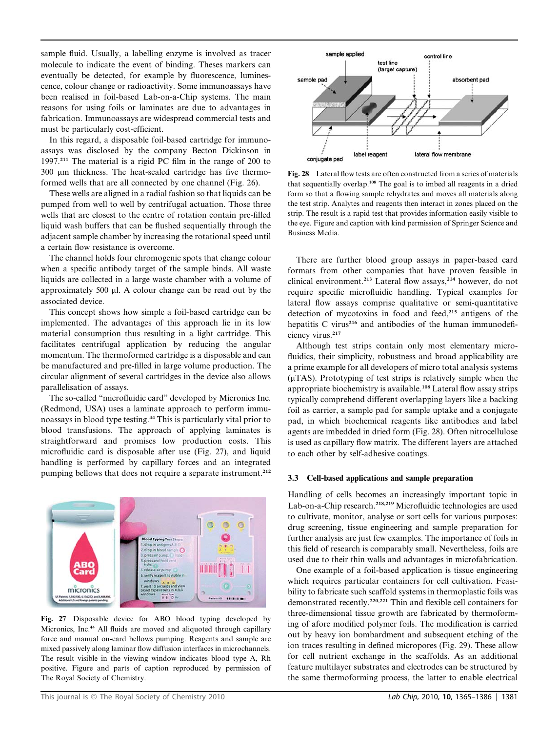sample fluid. Usually, a labelling enzyme is involved as tracer molecule to indicate the event of binding. Theses markers can eventually be detected, for example by fluorescence, luminescence, colour change or radioactivity. Some immunoassays have been realised in foil-based Lab-on-a-Chip systems. The main reasons for using foils or laminates are due to advantages in fabrication. Immunoassays are widespread commercial tests and must be particularly cost-efficient.

In this regard, a disposable foil-based cartridge for immunoassays was disclosed by the company Becton Dickinson in 1997.[211] The material is a rigid PC film in the range of 200 to 300 μm thickness. The heat-sealed cartridge has five thermoformed wells that are all connected by one channel (Fig. 26).

These wells are aligned in a radial fashion so that liquids can be pumped from well to well by centrifugal actuation. Those three wells that are closest to the centre of rotation contain pre-filled liquid wash buffers that can be flushed sequentially through the adjacent sample chamber by increasing the rotational speed until a certain flow resistance is overcome.

The channel holds four chromogenic spots that change colour when a specific antibody target of the sample binds. All waste liquids are collected in a large waste chamber with a volume of approximately 500 μl. A colour change can be read out by the associated device.

This concept shows how simple a foil-based cartridge can be implemented. The advantages of this approach lie in its low material consumption thus resulting in a light cartridge. This facilitates centrifugal application by reducing the angular momentum. The thermoformed cartridge is a disposable and can be manufactured and pre-filled in large volume production. The circular alignment of several cartridges in the device also allows parallelisation of assays.

The so-called "microfluidic card" developed by Micronics Inc. (Redmond, USA) uses a laminate approach to perform immunoassays in blood type testing.[44] This is particularly vital prior to blood transfusions. The approach of applying laminates is straightforward and promises low production costs. This microfluidic card is disposable after use (Fig. 27), and liquid handling is performed by capillary forces and an integrated pumping bellows that does not require a separate instrument.[212]

**Fig. 27** Disposable device for ABO blood typing developed by Micronics, Inc.[44] All fluids are moved and aliquoted through capillary force and manual on-card bellows pumping. Reagents and sample are mixed passively along laminar flow diffusion interfaces in microchannels. The result visible in the viewing window indicates blood type A, Rh positive. Figure and parts of caption reproduced by permission of The Royal Society of Chemistry.

**Fig. 28** Lateral flow tests are often constructed from a series of materials that sequentially overlap.[108] The goal is to imbed all reagents in a dried form so that a flowing sample rehydrates and moves all materials along the test strip. Analytes and reagents then interact in zones placed on the strip. The result is a rapid test that provides information easily visible to the eye. Figure and caption with kind permission of Springer Science and Business Media.

There are further blood group assays in paper-based card formats from other companies that have proven feasible in clinical environment.[213] Lateral flow assays,[214] however, do not require specific microfluidic handling. Typical examples for lateral flow assays comprise qualitative or semi-quantitative detection of mycotoxins in food and feed,[215] antigens of the hepatitis C virus[216] and antibodies of the human immunodeficiency virus.[217]

Although test strips contain only most elementary microfluidics, their simplicity, robustness and broad applicability are a prime example for all developers of micro total analysis systems (μTAS). Prototyping of test strips is relatively simple when the appropriate biochemistry is available.[108] Lateral flow assay strips typically comprehend different overlapping layers like a backing foil as carrier, a sample pad for sample uptake and a conjugate pad, in which biochemical reagents like antibodies and label agents are imbedded in dried form (Fig. 28). Often nitrocellulose is used as capillary flow matrix. The different layers are attached to each other by self-adhesive coatings.

### 3.3 Cell-based applications and sample preparation

Handling of cells becomes an increasingly important topic in Lab-on-a-Chip research.[218,219] Microfluidic technologies are used to cultivate, monitor, analyse or sort cells for various purposes: drug screening, tissue engineering and sample preparation for further analysis are just few examples. The importance of foils in this field of research is comparably small. Nevertheless, foils are used due to their thin walls and advantages in microfabrication.

One example of a foil-based application is tissue engineering which requires particular containers for cell cultivation. Feasibility to fabricate such scaffold systems in thermoplastic foils was demonstrated recently.[220,221] Thin and flexible cell containers for three-dimensional tissue growth are fabricated by thermoforming of afore modified polymer foils. The modification is carried out by heavy ion bombardment and subsequent etching of the ion traces resulting in defined micropores (Fig. 29). These allow for cell nutrient exchange in the scaffolds. As an additional feature multilayer substrates and electrodes can be structured by the same thermoforming process, the latter to enable electrical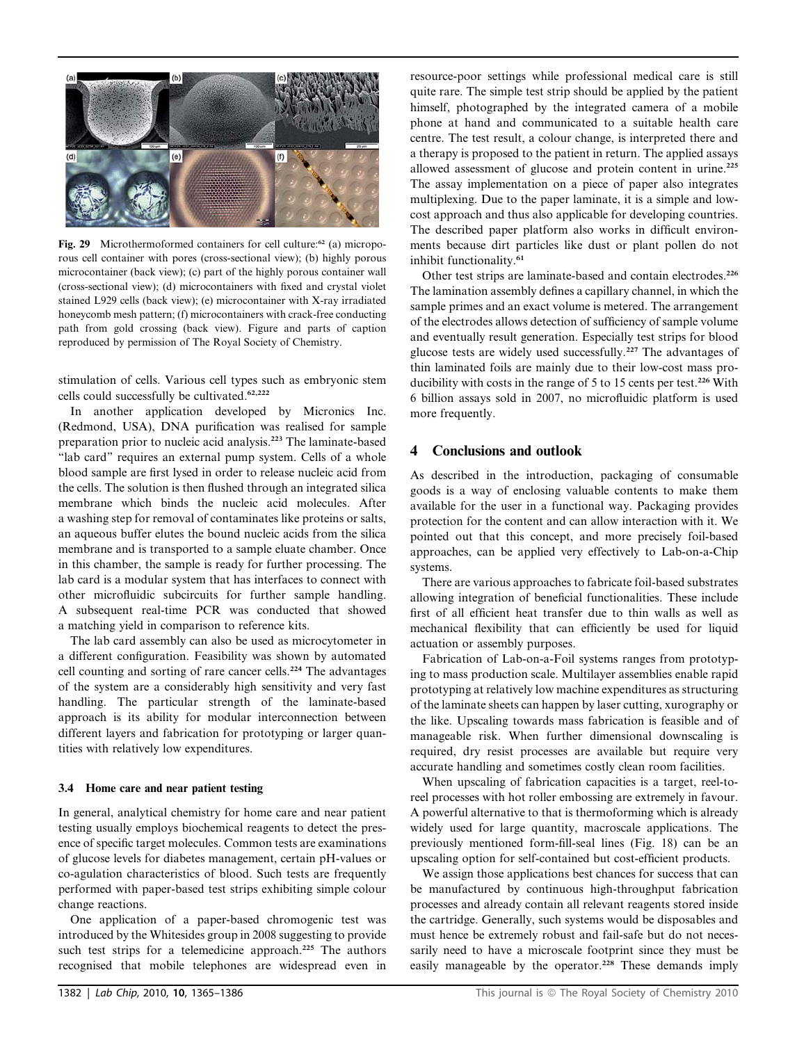Fig. 29 Microthermoformed containers for cell culture:[62] (a) microporous cell container with pores (cross-sectional view); (b) highly porous microcontainer (back view); (c) part of the highly porous container wall (cross-sectional view); (d) microcontainers with fixed and crystal violet stained L929 cells (back view); (e) microcontainer with X-ray irradiated honeycomb mesh pattern; (f) microcontainers with crack-free conducting path from gold crossing (back view). Figure and parts of caption reproduced by permission of The Royal Society of Chemistry.

stimulation of cells. Various cell types such as embryonic stem cells could successfully be cultivated.[62,222]

In another application developed by Micronics Inc. (Redmond, USA), DNA purification was realised for sample preparation prior to nucleic acid analysis.[223] The laminate-based "lab card" requires an external pump system. Cells of a whole blood sample are first lysed in order to release nucleic acid from the cells. The solution is then flushed through an integrated silica membrane which binds the nucleic acid molecules. After a washing step for removal of contaminates like proteins or salts, an aqueous buffer elutes the bound nucleic acids from the silica membrane and is transported to a sample eluate chamber. Once in this chamber, the sample is ready for further processing. The lab card is a modular system that has interfaces to connect with other microfluidic subcircuits for further sample handling. A subsequent real-time PCR was conducted that showed a matching yield in comparison to reference kits.

The lab card assembly can also be used as microcytometer in a different configuration. Feasibility was shown by automated cell counting and sorting of rare cancer cells.[224] The advantages of the system are a considerably high sensitivity and very fast handling. The particular strength of the laminate-based approach is its ability for modular interconnection between different layers and fabrication for prototyping or larger quantities with relatively low expenditures.

### 3.4 Home care and near patient testing

In general, analytical chemistry for home care and near patient testing usually employs biochemical reagents to detect the presence of specific target molecules. Common tests are examinations of glucose levels for diabetes management, certain pH-values or co-agulation characteristics of blood. Such tests are frequently performed with paper-based test strips exhibiting simple colour change reactions.

One application of a paper-based chromogenic test was introduced by the Whitesides group in 2008 suggesting to provide such test strips for a telemedicine approach.[225] The authors recognised that mobile telephones are widespread even in resource-poor settings while professional medical care is still quite rare. The simple test strip should be applied by the patient himself, photographed by the integrated camera of a mobile phone at hand and communicated to a suitable health care centre. The test result, a colour change, is interpreted there and a therapy is proposed to the patient in return. The applied assays allowed assessment of glucose and protein content in urine.[225] The assay implementation on a piece of paper also integrates multiplexing. Due to the paper laminate, it is a simple and low-cost approach and thus also applicable for developing countries. The described paper platform also works in difficult environments because dirt particles like dust or plant pollen do not inhibit functionality.[61]

Other test strips are laminate-based and contain electrodes.[226] The lamination assembly defines a capillary channel, in which the sample primes and an exact volume is metered. The arrangement of the electrodes allows detection of sufficiency of sample volume and eventually result generation. Especially test strips for blood glucose tests are widely used successfully.[227] The advantages of thin laminated foils are mainly due to their low-cost mass producibility with costs in the range of 5 to 15 cents per test.[226] With 6 billion assays sold in 2007, no microfluidic platform is used more frequently.

## 4 Conclusions and outlook

As described in the introduction, packaging of consumable goods is a way of enclosing valuable contents to make them available for the user in a functional way. Packaging provides protection for the content and can allow interaction with it. We pointed out that this concept, and more precisely foil-based approaches, can be applied very effectively to Lab-on-a-Chip systems.

There are various approaches to fabricate foil-based substrates allowing integration of beneficial functionalities. These include first of all efficient heat transfer due to thin walls as well as mechanical flexibility that can efficiently be used for liquid actuation or assembly purposes.

Fabrication of Lab-on-a-Foil systems ranges from prototyping to mass production scale. Multilayer assemblies enable rapid prototyping at relatively low machine expenditures as structuring of the laminate sheets can happen by laser cutting, xurography or the like. Upscaling towards mass fabrication is feasible and of manageable risk. When further dimensional downscaling is required, dry resist processes are available but require very accurate handling and sometimes costly clean room facilities.

When upscaling of fabrication capacities is a target, reel-to-reel processes with hot roller embossing are extremely in favour. A powerful alternative to that is thermoforming which is already widely used for large quantity, macroscale applications. The previously mentioned form-fill-seal lines (Fig. 18) can be an upscaling option for self-contained but cost-efficient products.

We assign those applications best chances for success that can be manufactured by continuous high-throughput fabrication processes and already contain all relevant reagents stored inside the cartridge. Generally, such systems would be disposables and must hence be extremely robust and fail-safe but do not necessarily need to have a microscale footprint since they must be easily manageable by the operator.[228] These demands imply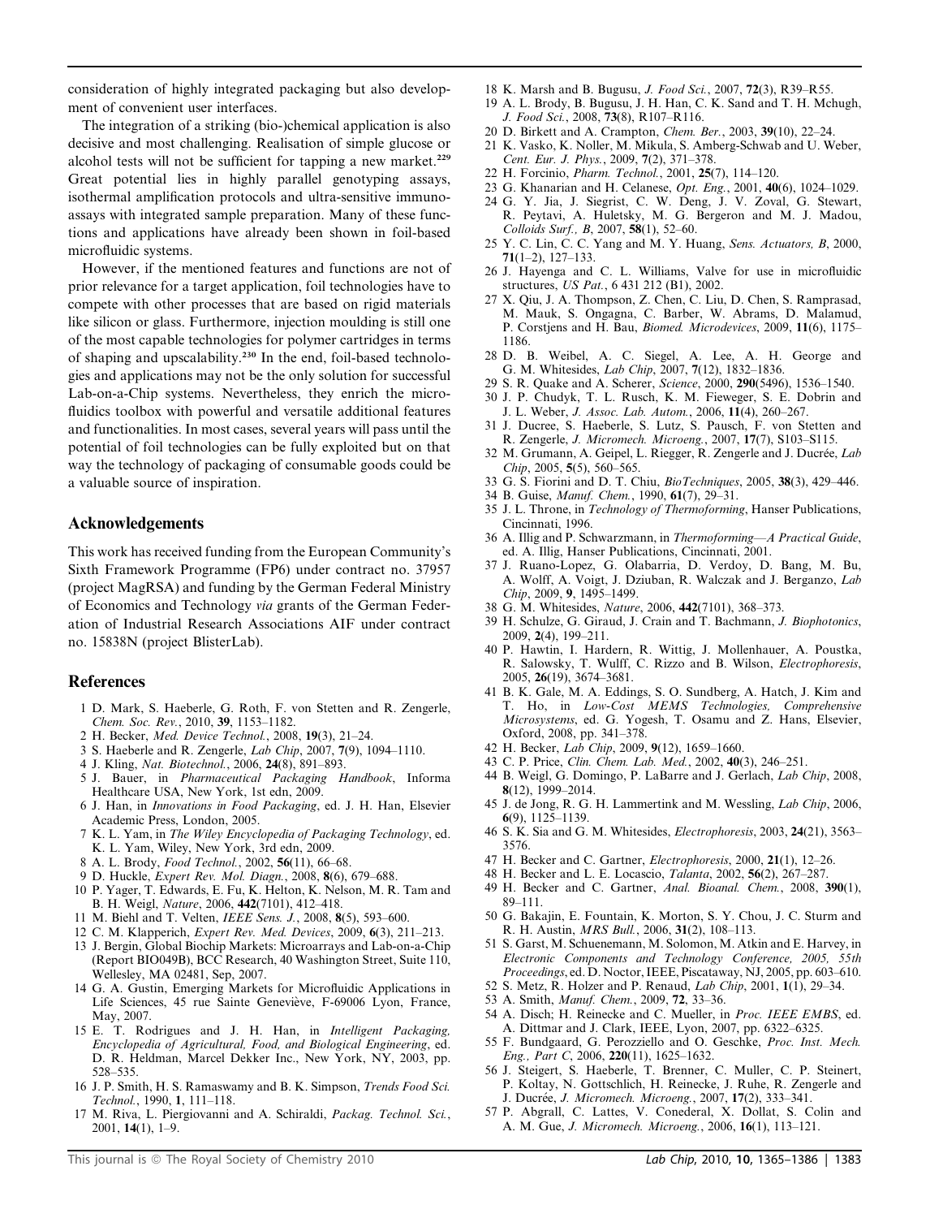consideration of highly integrated packaging but also development of convenient user interfaces.

The integration of a striking (bio-)chemical application is also decisive and most challenging. Realisation of simple glucose or alcohol tests will not be sufficient for tapping a new market.[229] Great potential lies in highly parallel genotyping assays, isothermal amplification protocols and ultra-sensitive immunoassays with integrated sample preparation. Many of these functions and applications have already been shown in foil-based microfluidic systems.

However, if the mentioned features and functions are not of prior relevance for a target application, foil technologies have to compete with other processes that are based on rigid materials like silicon or glass. Furthermore, injection moulding is still one of the most capable technologies for polymer cartridges in terms of shaping and upscalability.[230] In the end, foil-based technologies and applications may not be the only solution for successful Lab-on-a-Chip systems. Nevertheless, they enrich the microfluidics toolbox with powerful and versatile additional features and functionalities. In most cases, several years will pass until the potential of foil technologies can be fully exploited but on that way the technology of packaging of consumable goods could be a valuable source of inspiration.

## Acknowledgements

This work has received funding from the European Community's Sixth Framework Programme (FP6) under contract no. 37957 (project MagRSA) and funding by the German Federal Ministry of Economics and Technology *via* grants of the German Federation of Industrial Research Associations AIF under contract no. 15838N (project BlisterLab).

## References

1 D. Mark, S. Haeberle, G. Roth, F. von Stetten and R. Zengerle, *Chem. Soc. Rev.*, 2010, **39**, 1153–1182.
2 H. Becker, *Med. Device Technol.*, 2008, **19**(3), 21–24.
3 S. Haeberle and R. Zengerle, *Lab Chip*, 2007, **7**(9), 1094–1110.
4 J. Kling, *Nat. Biotechnol.*, 2006, **24**(8), 891–893.
5 J. Bauer, in *Pharmaceutical Packaging Handbook*, Informa Healthcare USA, New York, 1st edn, 2009.
6 J. Han, in *Innovations in Food Packaging*, ed. J. H. Han, Elsevier Academic Press, London, 2005.
7 K. L. Yam, in *The Wiley Encyclopedia of Packaging Technology*, ed. K. L. Yam, Wiley, New York, 3rd edn, 2009.
8 A. L. Brody, *Food Technol.*, 2002, **56**(11), 66–68.
9 D. Huckle, *Expert Rev. Mol. Diagn.*, 2008, **8**(6), 679–688.
10 P. Yager, T. Edwards, E. Fu, K. Helton, K. Nelson, M. R. Tam and B. H. Weigl, *Nature*, 2006, **442**(7101), 412–418.
11 M. Biehl and T. Velten, *IEEE Sens. J.*, 2008, **8**(5), 593–600.
12 C. M. Klapperich, *Expert Rev. Med. Devices*, 2009, **6**(3), 211–213.
13 J. Bergin, Global Biochip Markets: Microarrays and Lab-on-a-Chip (Report BIO049B), BCC Research, 40 Washington Street, Suite 110, Wellesley, MA 02481, Sep, 2007.
14 G. A. Gustin, Emerging Markets for Microfluidic Applications in Life Sciences, 45 rue Sainte Geneviève, F-69006 Lyon, France, May, 2007.
15 E. T. Rodrigues and J. H. Han, in *Intelligent Packaging, Encyclopedia of Agricultural, Food, and Biological Engineering*, ed. D. R. Heldman, Marcel Dekker Inc., New York, NY, 2003, pp. 528–535.
16 J. P. Smith, H. S. Ramaswamy and B. K. Simpson, *Trends Food Sci. Technol.*, 1990, **1**, 111–118.
17 M. Riva, L. Piergiovanni and A. Schiraldi, *Packag. Technol. Sci.*, 2001, **14**(1), 1–9.
18 K. Marsh and B. Bugusu, *J. Food Sci.*, 2007, **72**(3), R39–R55.
19 A. L. Brody, B. Bugusu, J. H. Han, C. K. Sand and T. H. Mchugh, *J. Food Sci.*, 2008, **73**(8), R107–R116.
20 D. Birkett and A. Crampton, *Chem. Ber.*, 2003, **39**(10), 22–24.
21 K. Vasko, K. Noller, M. Mikula, S. Amberg-Schwab and U. Weber, *Cent. Eur. J. Phys.*, 2009, **7**(2), 371–378.
22 H. Forcinio, *Pharm. Technol.*, 2001, **25**(7), 114–120.
23 G. Khanarian and H. Celanese, *Opt. Eng.*, 2001, **40**(6), 1024–1029.
24 G. Y. Jia, J. Siegrist, C. W. Deng, J. V. Zoval, G. Stewart, R. Peytavi, A. Huletsky, M. G. Bergeron and M. J. Madou, *Colloids Surf., B*, 2007, **58**(1), 52–60.
25 Y. C. Lin, C. C. Yang and M. Y. Huang, *Sens. Actuators, B*, 2000, **71**(1–2), 127–133.
26 J. Hayenga and C. L. Williams, Valve for use in microfluidic structures, *US Pat.*, 6 431 212 (B1), 2002.
27 X. Qiu, J. A. Thompson, Z. Chen, C. Liu, D. Chen, S. Ramprasad, M. Mauk, S. Ongagna, C. Barber, W. Abrams, D. Malamud, P. Corstjens and H. Bau, *Biomed. Microdevices*, 2009, **11**(6), 1175–1186.
28 D. B. Weibel, A. C. Siegel, A. Lee, A. H. George and G. M. Whitesides, *Lab Chip*, 2007, **7**(12), 1832–1836.
29 S. R. Quake and A. Scherer, *Science*, 2000, **290**(5496), 1536–1540.
30 J. P. Chudyk, T. L. Rusch, K. M. Fieweger, S. E. Dobrin and J. L. Weber, *J. Assoc. Lab. Autom.*, 2006, **11**(4), 260–267.
31 J. Ducree, S. Haeberle, S. Lutz, S. Pausch, F. von Stetten and R. Zengerle, *J. Micromech. Microeng.*, 2007, **17**(7), S103–S115.
32 M. Grumann, A. Geipel, L. Riegger, R. Zengerle and J. Ducrée, *Lab Chip*, 2005, **5**(5), 560–565.
33 G. S. Fiorini and D. T. Chiu, *BioTechniques*, 2005, **38**(3), 429–446.
34 B. Guise, *Manuf. Chem.*, 1990, **61**(7), 29–31.
35 J. L. Throne, in *Technology of Thermoforming*, Hanser Publications, Cincinnati, 1996.
36 A. Illig and P. Schwarzmann, in *Thermoforming—A Practical Guide*, ed. A. Illig, Hanser Publications, Cincinnati, 2001.
37 J. Ruano-Lopez, G. Olabarria, D. Verdoy, D. Bang, M. Bu, A. Wolff, A. Voigt, J. Dziuban, R. Walczak and J. Berganzo, *Lab Chip*, 2009, **9**, 1495–1499.
38 G. M. Whitesides, *Nature*, 2006, **442**(7101), 368–373.
39 H. Schulze, G. Giraud, J. Crain and T. Bachmann, *J. Biophotonics*, 2009, **2**(4), 199–211.
40 P. Hawtin, I. Hardern, R. Wittig, J. Mollenhauer, A. Poustka, R. Salowsky, T. Wulff, C. Rizzo and B. Wilson, *Electrophoresis*, 2005, **26**(19), 3674–3681.
41 B. K. Gale, M. A. Eddings, S. O. Sundberg, A. Hatch, J. Kim and T. Ho, in *Low-Cost MEMS Technologies, Comprehensive Microsystems*, ed. G. Yogesh, T. Osamu and Z. Hans, Elsevier, Oxford, 2008, pp. 341–378.
42 H. Becker, *Lab Chip*, 2009, **9**(12), 1659–1660.
43 C. P. Price, *Clin. Chem. Lab. Med.*, 2002, **40**(3), 246–251.
44 B. Weigl, G. Domingo, P. LaBarre and J. Gerlach, *Lab Chip*, 2008, **8**(12), 1999–2014.
45 J. de Jong, R. G. H. Lammertink and M. Wessling, *Lab Chip*, 2006, **6**(9), 1125–1139.
46 S. K. Sia and G. M. Whitesides, *Electrophoresis*, 2003, **24**(21), 3563–3576.
47 H. Becker and C. Gartner, *Electrophoresis*, 2000, **21**(1), 12–26.
48 H. Becker and L. E. Locascio, *Talanta*, 2002, **56**(2), 267–287.
49 H. Becker and C. Gartner, *Anal. Bioanal. Chem.*, 2008, **390**(1), 89–111.
50 G. Bakajin, E. Fountain, K. Morton, S. Y. Chou, J. C. Sturm and R. H. Austin, *MRS Bull.*, 2006, **31**(2), 108–113.
51 S. Garst, M. Schuenemann, M. Solomon, M. Atkin and E. Harvey, in *Electronic Components and Technology Conference, 2005, 55th Proceedings*, ed. D. Noctor, IEEE, Piscataway, NJ, 2005, pp. 603–610.
52 S. Metz, R. Holzer and P. Renaud, *Lab Chip*, 2001, **1**(1), 29–34.
53 A. Smith, *Manuf. Chem.*, 2009, **72**, 33–36.
54 A. Disch; H. Reinecke and C. Mueller, in *Proc. IEEE EMBS*, ed. A. Dittmar and J. Clark, IEEE, Lyon, 2007, pp. 6322–6325.
55 F. Bundgaard, G. Perozziello and O. Geschke, *Proc. Inst. Mech. Eng., Part C*, 2006, **220**(11), 1625–1632.
56 J. Steigert, S. Haeberle, T. Brenner, C. Muller, C. P. Steinert, P. Koltay, N. Gottschlich, H. Reinecke, J. Ruhe, R. Zengerle and J. Ducrée, *J. Micromech. Microeng.*, 2007, **17**(2), 333–341.
57 P. Abgrall, C. Lattes, V. Conederal, X. Dollat, S. Colin and A. M. Gue, *J. Micromech. Microeng.*, 2006, **16**(1), 113–121.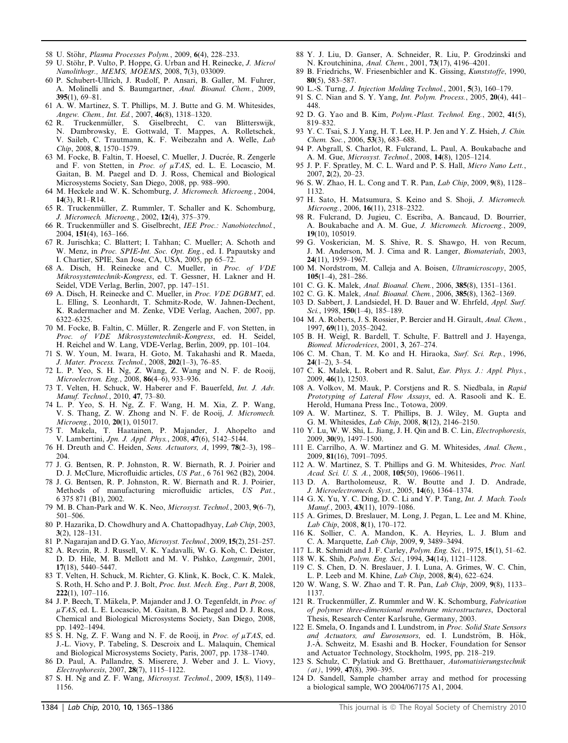58 U. Stöhr, *Plasma Processes Polym.*, 2009, **6**(4), 228–233.

59 U. Stöhr, P. Vulto, P. Hoppe, G. Urban and H. Reinecke, *J. Micro/Nanolithogr., MEMS, MOEMS*, 2008, **7**(3), 033009.

60 P. Schubert-Ullrich, J. Rudolf, P. Ansari, B. Galler, M. Fuhrer, A. Molinelli and S. Baumgartner, *Anal. Bioanal. Chem.*, 2009, **395**(1), 69–81.

61 A. W. Martinez, S. T. Phillips, M. J. Butte and G. M. Whitesides, *Angew. Chem., Int. Ed.*, 2007, **46**(8), 1318–1320.

62 R. Truckenmüller, S. Giselbrecht, C. van Blitterswijk, N. Dambrowsky, E. Gottwald, T. Mappes, A. Rolletschek, V. Saileb, C. Trautmann, K. F. Weibezahn and A. Welle, *Lab Chip*, 2008, **8**, 1570–1579.

63 M. Focke, B. Faltin, T. Hoesel, C. Mueller, J. Ducrée, R. Zengerle and F. von Stetten, in *Proc. of µTAS*, ed. L. E. Locascio, M. Gaitan, B. M. Paegel and D. J. Ross, Chemical and Biological Microsystems Society, San Diego, 2008, pp. 988–990.

64 M. Heckele and W. K. Schomburg, *J. Micromech. Microeng.*, 2004, **14**(3), R1–R14.

65 R. Truckenmüller, Z. Rummler, T. Schaller and K. Schomburg, *J. Micromech. Microeng.*, 2002, **12**(4), 375–379.

66 R. Truckenmüller and S. Giselbrecht, *IEE Proc.: Nanobiotechnol.*, 2004, **151**(4), 163–166.

67 R. Jurischka; C. Blattert; I. Tahhan; C. Mueller; A. Schoth and W. Menz, in *Proc. SPIE-Int. Soc. Opt. Eng.*, ed. I. Papautsky and I. Chartier, SPIE, San Jose, CA, USA, 2005, pp 65–72.

68 A. Disch, H. Reinecke and C. Mueller, in *Proc. of VDE Mikrosystemtechnik-Kongress*, ed. T. Gessner, H. Lakner and H. Seidel, VDE Verlag, Berlin, 2007, pp. 147–151.

69 A. Disch, H. Reinecke and C. Mueller, in *Proc. VDE DGBMT*, ed. L. Elling, S. Leonhardt, T. Schmitz-Rode, W. Jahnen-Dechent, K. Radermacher and M. Zenke, VDE Verlag, Aachen, 2007, pp. 6322–6325.

70 M. Focke, B. Faltin, C. Müller, R. Zengerle and F. von Stetten, in *Proc. of VDE Mikrosystemtechnik-Kongress*, ed. H. Seidel, H. Reichel and W. Lang, VDE-Verlag, Berlin, 2009, pp. 101–104.

71 S. W. Youn, M. Iwara, H. Goto, M. Takahashi and R. Maeda, *J. Mater. Process. Technol.*, 2008, **202**(1–3), 76–85.

72 L. P. Yeo, S. H. Ng, Z. Wang, Z. Wang and N. F. de Rooij, *Microelectron. Eng.*, 2008, **86**(4–6), 933–936.

73 T. Velten, H. Schuck, W. Haberer and F. Bauerfeld, *Int. J. Adv. Manuf. Technol.*, 2010, **47**, 73–80.

74 L. P. Yeo, S. H. Ng, Z. F. Wang, H. M. Xia, Z. P. Wang, V. S. Thang, Z. W. Zhong and N. F. de Rooij, *J. Micromech. Microeng.*, 2010, **20**(1), 015017.

75 T. Makela, T. Haatainen, P. Majander, J. Ahopelto and V. Lambertini, *Jpn. J. Appl. Phys.*, 2008, **47**(6), 5142–5144.

76 H. Dreuth and C. Heiden, *Sens. Actuators, A*, 1999, **78**(2–3), 198–204.

77 J. G. Bentsen, R. P. Johnston, R. W. Biernath, R. J. Poirier and D. J. McClure, Microfluidic articles, *US Pat.*, 6 761 962 (B2), 2004.

78 J. G. Bentsen, R. P. Johnston, R. W. Biernath and R. J. Poirier, Methods of manufacturing microfluidic articles, *US Pat.*, 6 375 871 (B1), 2002.

79 M. B. Chan-Park and W. K. Neo, *Microsyst. Technol.*, 2003, **9**(6–7), 501–506.

80 P. Hazarika, D. Chowdhury and A. Chattopadhyay, *Lab Chip*, 2003, **3**(2), 128–131.

81 P. Nagarajan and D. G. Yao, *Microsyst. Technol.*, 2009, **15**(2), 251–257.

82 A. Revzin, R. J. Russell, V. K. Yadavalli, W. G. Koh, C. Deister, D. D. Hile, M. B. Mellott and M. V. Pishko, *Langmuir*, 2001, **17**(18), 5440–5447.

83 T. Velten, H. Schuck, M. Richter, G. Klink, K. Bock, C. K. Malek, S. Roth, H. Scho and P. J. Bolt, *Proc. Inst. Mech. Eng., Part B*, 2008, **222**(1), 107–116.

84 J. P. Beech, T. Mäkela, P. Majander and J. O. Tegenfeldt, in *Proc. of µTAS*, ed. L. E. Locascio, M. Gaitan, B. M. Paegel and D. J. Ross, Chemical and Biological Microsystems Society, San Diego, 2008, pp. 1492–1494.

85 S. H. Ng, Z. F. Wang and N. F. de Rooij, in *Proc. of µTAS*, ed. J.-L. Viovy, P. Tabeling, S. Descroix and L. Malaquin, Chemical and Biological Microsystems Society, Paris, 2007, pp. 1738–1740.

86 D. Paul, A. Pallandre, S. Miserere, J. Weber and J. L. Viovy, *Electrophoresis*, 2007, **28**(7), 1115–1122.

87 S. H. Ng and Z. F. Wang, *Microsyst. Technol.*, 2009, **15**(8), 1149–1156.

88 Y. J. Liu, D. Ganser, A. Schneider, R. Liu, P. Grodzinski and N. Kroutchinina, *Anal. Chem.*, 2001, **73**(17), 4196–4201.

89 B. Friedrichs, W. Friesenbichler and K. Gissing, *Kunststoffe*, 1990, **80**(5), 583–587.

90 L.-S. Turng, *J. Injection Molding Technol.*, 2001, **5**(3), 160–179.

91 S. C. Nian and S. Y. Yang, *Int. Polym. Process.*, 2005, **20**(4), 441–448.

92 D. G. Yao and B. Kim, *Polym.-Plast. Technol. Eng.*, 2002, **41**(5), 819–832.

93 Y. C. Tsai, S. J. Yang, H. T. Lee, H. P. Jen and Y. Z. Hsieh, *J. Chin. Chem. Soc.*, 2006, **53**(3), 683–688.

94 P. Abgrall, S. Charlot, R. Fulcrand, L. Paul, A. Boukabache and A. M. Gue, *Microsyst. Technol.*, 2008, **14**(8), 1205–1214.

95 J. P. F. Spratley, M. C. L. Ward and P. S. Hall, *Micro Nano Lett.*, 2007, **2**(2), 20–23.

96 S. W. Zhao, H. L. Cong and T. R. Pan, *Lab Chip*, 2009, **9**(8), 1128–1132.

97 H. Sato, H. Matsumura, S. Keino and S. Shoji, *J. Micromech. Microeng.*, 2006, **16**(11), 2318–2322.

98 R. Fulcrand, D. Jugieu, C. Escriba, A. Bancaud, D. Bourrier, A. Boukabache and A. M. Gue, *J. Micromech. Microeng.*, 2009, **19**(10), 105019.

99 G. Voskerician, M. S. Shive, R. S. Shawgo, H. von Recum, J. M. Anderson, M. J. Cima and R. Langer, *Biomaterials*, 2003, **24**(11), 1959–1967.

100 M. Nordstrom, M. Calleja and A. Boisen, *Ultramicroscopy*, 2005, **105**(1–4), 281–286.

101 C. G. K. Malek, *Anal. Bioanal. Chem.*, 2006, **385**(8), 1351–1361.

102 C. G. K. Malek, *Anal. Bioanal. Chem.*, 2006, **385**(8), 1362–1369.

103 D. Sabbert, J. Landsiedel, H. D. Bauer and W. Ehrfeld, *Appl. Surf. Sci.*, 1998, **150**(1–4), 185–189.

104 M. A. Roberts, J. S. Rossier, P. Bercier and H. Girault, *Anal. Chem.*, 1997, **69**(11), 2035–2042.

105 B. H. Weigl, R. Bardell, T. Schulte, F. Battrell and J. Hayenga, *Biomed. Microdevices*, 2001, **3**, 267–274.

106 C. M. Chan, T. M. Ko and H. Hiraoka, *Surf. Sci. Rep.*, 1996, **24**(1–2), 3–54.

107 C. K. Malek, L. Robert and R. Salut, *Eur. Phys. J.: Appl. Phys.*, 2009, **46**(1), 12503.

108 A. Volkov, M. Mauk, P. Corstjens and R. S. Niedbala, in *Rapid Prototyping of Lateral Flow Assays*, ed. A. Rasooli and K. E. Herold, Humana Press Inc., Totowa, 2009.

109 A. W. Martinez, S. T. Phillips, B. J. Wiley, M. Gupta and G. M. Whitesides, *Lab Chip*, 2008, **8**(12), 2146–2150.

110 Y. Lu, W. W. Shi, L. Jiang, J. H. Qin and B. C. Lin, *Electrophoresis*, 2009, **30**(9), 1497–1500.

111 E. Carrilho, A. W. Martinez and G. M. Whitesides, *Anal. Chem.*, 2009, **81**(16), 7091–7095.

112 A. W. Martinez, S. T. Phillips and G. M. Whitesides, *Proc. Natl. Acad. Sci. U. S. A.*, 2008, **105**(50), 19606–19611.

113 D. A. Bartholomeusz, R. W. Boutte and J. D. Andrade, *J. Microelectromech. Syst.*, 2005, **14**(6), 1364–1374.

114 G. X. Yu, Y. C. Ding, D. C. Li and Y. P. Tang, *Int. J. Mach. Tools Manuf.*, 2003, **43**(11), 1079–1086.

115 A. Grimes, D. Breslauer, M. Long, J. Pegan, L. Lee and M. Khine, *Lab Chip*, 2008, **8**(1), 170–172.

116 K. Sollier, C. A. Mandon, K. A. Heyries, L. J. Blum and C. A. Marquette, *Lab Chip*, 2009, **9**, 3489–3494.

117 L. R. Schmidt and J. F. Carley, *Polym. Eng. Sci.*, 1975, **15**(1), 51–62.

118 W. K. Shih, *Polym. Eng. Sci.*, 1994, **34**(14), 1121–1128.

119 C. S. Chen, D. N. Breslauer, J. I. Luna, A. Grimes, W. C. Chin, L. P. Leeb and M. Khine, *Lab Chip*, 2008, **8**(4), 622–624.

120 W. Wang, S. W. Zhao and T. R. Pan, *Lab Chip*, 2009, **9**(8), 1133–1137.

121 R. Truckenmüller, Z. Rummler and W. K. Schomburg, *Fabrication of polymer three-dimensional membrane microstructures*, Doctoral Thesis, Research Center Karlsruhe, Germany, 2003.

122 E. Smela, O. Ingands and I. Lundstrom, in *Proc. Solid State Sensors and Actuators, and Eurosensors*, ed. I. Lundström, B. Hök, J.-Å. Schweitz, M. Esashi and B. Hocker, Foundation for Sensor and Actuator Technology, Stockholm, 1995, pp. 218–219.

123 S. Schulz, C. Pylatiuk and G. Bretthauer, *Automatisierungstechnik (at)*, 1999, **47**(8), 390–395.

124 D. Sandell, Sample chamber array and method for processing a biological sample, WO 2004/067175 A1, 2004.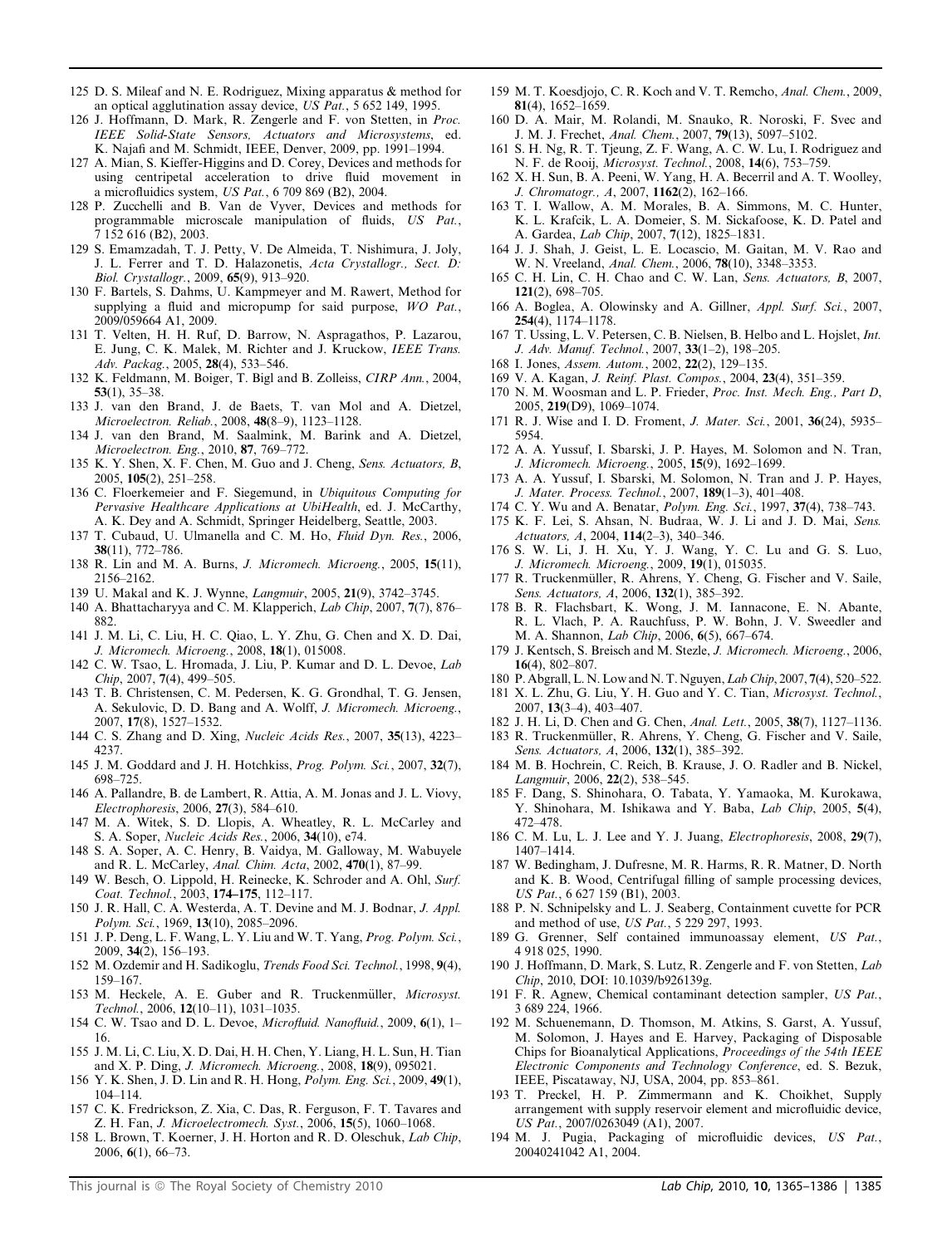125 D. S. Mileaf and N. E. Rodriguez, Mixing apparatus & method for an optical agglutination assay device, *US Pat.*, 5 652 149, 1995.

126 J. Hoffmann, D. Mark, R. Zengerle and F. von Stetten, in *Proc. IEEE Solid-State Sensors, Actuators and Microsystems*, ed. K. Najafi and M. Schmidt, IEEE, Denver, 2009, pp. 1991–1994.

127 A. Mian, S. Kieffer-Higgins and D. Corey, Devices and methods for using centripetal acceleration to drive fluid movement in a microfluidics system, *US Pat.*, 6 709 869 (B2), 2004.

128 P. Zucchelli and B. Van de Vyver, Devices and methods for programmable microscale manipulation of fluids, *US Pat.*, 7 152 616 (B2), 2003.

129 S. Emamzadah, T. J. Petty, V. De Almeida, T. Nishimura, J. Joly, J. L. Ferrer and T. D. Halazonetis, *Acta Crystallogr., Sect. D: Biol. Crystallogr.*, 2009, **65**(9), 913–920.

130 F. Bartels, S. Dahms, U. Kampmeyer and M. Rawert, Method for supplying a fluid and micropump for said purpose, *WO Pat.*, 2009/059664 A1, 2009.

131 T. Velten, H. H. Ruf, D. Barrow, N. Aspragathos, P. Lazarou, E. Jung, C. K. Malek, M. Richter and J. Kruckow, *IEEE Trans. Adv. Packag.*, 2005, **28**(4), 533–546.

132 K. Feldmann, M. Boiger, T. Bigl and B. Zolleiss, *CIRP Ann.*, 2004, **53**(1), 35–38.

133 J. van den Brand, J. de Baets, T. van Mol and A. Dietzel, *Microelectron. Reliab.*, 2008, **48**(8–9), 1123–1128.

134 J. van den Brand, M. Saalmink, M. Barink and A. Dietzel, *Microelectron. Eng.*, 2010, **87**, 769–772.

135 K. Y. Shen, X. F. Chen, M. Guo and J. Cheng, *Sens. Actuators, B*, 2005, **105**(2), 251–258.

136 C. Floerkemeier and F. Siegemund, in *Ubiquitous Computing for Pervasive Healthcare Applications at UbiHealth*, ed. J. McCarthy, A. K. Dey and A. Schmidt, Springer Heidelberg, Seattle, 2003.

137 T. Cubaud, U. Ulmanella and C. M. Ho, *Fluid Dyn. Res.*, 2006, **38**(11), 772–786.

138 R. Lin and M. A. Burns, *J. Micromech. Microeng.*, 2005, **15**(11), 2156–2162.

139 U. Makal and K. J. Wynne, *Langmuir*, 2005, **21**(9), 3742–3745.

140 A. Bhattacharyya and C. M. Klapperich, *Lab Chip*, 2007, **7**(7), 876–882.

141 J. M. Li, C. Liu, H. C. Qiao, L. Y. Zhu, G. Chen and X. D. Dai, *J. Micromech. Microeng.*, 2008, **18**(1), 015008.

142 C. W. Tsao, L. Hromada, J. Liu, P. Kumar and D. L. Devoe, *Lab Chip*, 2007, **7**(4), 499–505.

143 T. B. Christensen, C. M. Pedersen, K. G. Grondhal, T. G. Jensen, A. Sekulovic, D. D. Bang and A. Wolff, *J. Micromech. Microeng.*, 2007, **17**(8), 1527–1532.

144 C. S. Zhang and D. Xing, *Nucleic Acids Res.*, 2007, **35**(13), 4223–4237.

145 J. M. Goddard and J. H. Hotchkiss, *Prog. Polym. Sci.*, 2007, **32**(7), 698–725.

146 A. Pallandre, B. de Lambert, R. Attia, A. M. Jonas and J. L. Viovy, *Electrophoresis*, 2006, **27**(3), 584–610.

147 M. A. Witek, S. D. Llopis, A. Wheatley, R. L. McCarley and S. A. Soper, *Nucleic Acids Res.*, 2006, **34**(10), e74.

148 S. A. Soper, A. C. Henry, B. Vaidya, M. Galloway, M. Wabuyele and R. L. McCarley, *Anal. Chim. Acta*, 2002, **470**(1), 87–99.

149 W. Besch, O. Lippold, H. Reinecke, K. Schroder and A. Ohl, *Surf. Coat. Technol.*, 2003, **174–175**, 112–117.

150 J. R. Hall, C. A. Westerda, A. T. Devine and M. J. Bodnar, *J. Appl. Polym. Sci.*, 1969, **13**(10), 2085–2096.

151 J. P. Deng, L. F. Wang, L. Y. Liu and W. T. Yang, *Prog. Polym. Sci.*, 2009, **34**(2), 156–193.

152 M. Ozdemir and H. Sadikoglu, *Trends Food Sci. Technol.*, 1998, **9**(4), 159–167.

153 M. Heckele, A. E. Guber and R. Truckenmüller, *Microsyst. Technol.*, 2006, **12**(10–11), 1031–1035.

154 C. W. Tsao and D. L. Devoe, *Microfluid. Nanofluid.*, 2009, **6**(1), 1–16.

155 J. M. Li, C. Liu, X. D. Dai, H. H. Chen, Y. Liang, H. L. Sun, H. Tian and X. P. Ding, *J. Micromech. Microeng.*, 2008, **18**(9), 095021.

156 Y. K. Shen, J. D. Lin and R. H. Hong, *Polym. Eng. Sci.*, 2009, **49**(1), 104–114.

157 C. K. Fredrickson, Z. Xia, C. Das, R. Ferguson, F. T. Tavares and Z. H. Fan, *J. Microelectromech. Syst.*, 2006, **15**(5), 1060–1068.

158 L. Brown, T. Koerner, J. H. Horton and R. D. Oleschuk, *Lab Chip*, 2006, **6**(1), 66–73.

159 M. T. Koesdjojo, C. R. Koch and V. T. Remcho, *Anal. Chem.*, 2009, **81**(4), 1652–1659.

160 D. A. Mair, M. Rolandi, M. Snauko, R. Noroski, F. Svec and J. M. J. Frechet, *Anal. Chem.*, 2007, **79**(13), 5097–5102.

161 S. H. Ng, R. T. Tjeung, Z. F. Wang, A. C. W. Lu, I. Rodriguez and N. F. de Rooij, *Microsyst. Technol.*, 2008, **14**(6), 753–759.

162 X. H. Sun, B. A. Peeni, W. Yang, H. A. Becerril and A. T. Woolley, *J. Chromatogr., A*, 2007, **1162**(2), 162–166.

163 T. I. Wallow, A. M. Morales, B. A. Simmons, M. C. Hunter, K. L. Krafcik, L. A. Domeier, S. M. Sickafoose, K. D. Patel and A. Gardea, *Lab Chip*, 2007, **7**(12), 1825–1831.

164 J. J. Shah, J. Geist, L. E. Locascio, M. Gaitan, M. V. Rao and W. N. Vreeland, *Anal. Chem.*, 2006, **78**(10), 3348–3353.

165 C. H. Lin, C. H. Chao and C. W. Lan, *Sens. Actuators, B*, 2007, **121**(2), 698–705.

166 A. Boglea, A. Olowinsky and A. Gillner, *Appl. Surf. Sci.*, 2007, **254**(4), 1174–1178.

167 T. Ussing, L. V. Petersen, C. B. Nielsen, B. Helbo and L. Hojslet, *Int. J. Adv. Manuf. Technol.*, 2007, **33**(1–2), 198–205.

168 I. Jones, *Assem. Autom.*, 2002, **22**(2), 129–135.

169 V. A. Kagan, *J. Reinf. Plast. Compos.*, 2004, **23**(4), 351–359.

170 N. M. Woosman and L. P. Frieder, *Proc. Inst. Mech. Eng., Part D*, 2005, **219**(D9), 1069–1074.

171 R. J. Wise and I. D. Froment, *J. Mater. Sci.*, 2001, **36**(24), 5935–5954.

172 A. A. Yussuf, I. Sbarski, J. P. Hayes, M. Solomon and N. Tran, *J. Micromech. Microeng.*, 2005, **15**(9), 1692–1699.

173 A. A. Yussuf, I. Sbarski, M. Solomon, N. Tran and J. P. Hayes, *J. Mater. Process. Technol.*, 2007, **189**(1–3), 401–408.

174 C. Y. Wu and A. Benatar, *Polym. Eng. Sci.*, 1997, **37**(4), 738–743.

175 K. F. Lei, S. Ahsan, N. Budraa, W. J. Li and J. D. Mai, *Sens. Actuators, A*, 2004, **114**(2–3), 340–346.

176 S. W. Li, J. H. Xu, Y. J. Wang, Y. C. Lu and G. S. Luo, *J. Micromech. Microeng.*, 2009, **19**(1), 015035.

177 R. Truckenmüller, R. Ahrens, Y. Cheng, G. Fischer and V. Saile, *Sens. Actuators, A*, 2006, **132**(1), 385–392.

178 B. R. Flachsbart, K. Wong, J. M. Iannacone, E. N. Abante, R. L. Vlach, P. A. Rauchfuss, P. W. Bohn, J. V. Sweedler and M. A. Shannon, *Lab Chip*, 2006, **6**(5), 667–674.

179 J. Kentsch, S. Breisch and M. Stelzle, *J. Micromech. Microeng.*, 2006, **16**(4), 802–807.

180 P. Abgrall, L. N. Low and N. T. Nguyen, *Lab Chip*, 2007, **7**(4), 520–522.

181 X. L. Zhu, G. Liu, Y. H. Guo and Y. C. Tian, *Microsyst. Technol.*, 2007, **13**(3–4), 403–407.

182 J. H. Li, D. Chen and G. Chen, *Anal. Lett.*, 2005, **38**(7), 1127–1136.

183 R. Truckenmüller, R. Ahrens, Y. Cheng, G. Fischer and V. Saile, *Sens. Actuators, A*, 2006, **132**(1), 385–392.

184 M. B. Hochrein, C. Reich, B. Krause, J. O. Radler and B. Nickel, *Langmuir*, 2006, **22**(2), 538–545.

185 F. Dang, S. Shinohara, O. Tabata, Y. Yamaoka, M. Kurokawa, Y. Shinohara, M. Ishikawa and Y. Baba, *Lab Chip*, 2005, **5**(4), 472–478.

186 C. M. Lu, L. J. Lee and Y. J. Juang, *Electrophoresis*, 2008, **29**(7), 1407–1414.

187 W. Bedingham, J. Dufresne, M. R. Harms, R. R. Matner, D. North and K. B. Wood, Centrifugal filling of sample processing devices, *US Pat.*, 6 627 159 (B1), 2003.

188 P. N. Schnipelsky and L. J. Seaberg, Containment cuvette for PCR and method of use, *US Pat.*, 5 229 297, 1993.

189 G. Grenner, Self contained immunoassay element, *US Pat.*, 4 918 025, 1990.

190 J. Hoffmann, D. Mark, S. Lutz, R. Zengerle and F. von Stetten, *Lab Chip*, 2010, DOI: 10.1039/b926139g.

191 F. R. Agnew, Chemical contaminant detection sampler, *US Pat.*, 3 689 224, 1966.

192 M. Schuenemann, D. Thomson, M. Atkins, S. Garst, A. Yussuf, M. Solomon, J. Hayes and E. Harvey, Packaging of Disposable Chips for Bioanalytical Applications, *Proceedings of the 54th IEEE Electronic Components and Technology Conference*, ed. S. Bezuk, IEEE, Piscataway, NJ, USA, 2004, pp. 853–861.

193 T. Preckel, H. P. Zimmermann and K. Choikhet, Supply arrangement with supply reservoir element and microfluidic device, *US Pat.*, 2007/0263049 (A1), 2007.

194 M. J. Pugia, Packaging of microfluidic devices, *US Pat.*, 20040241042 A1, 2004.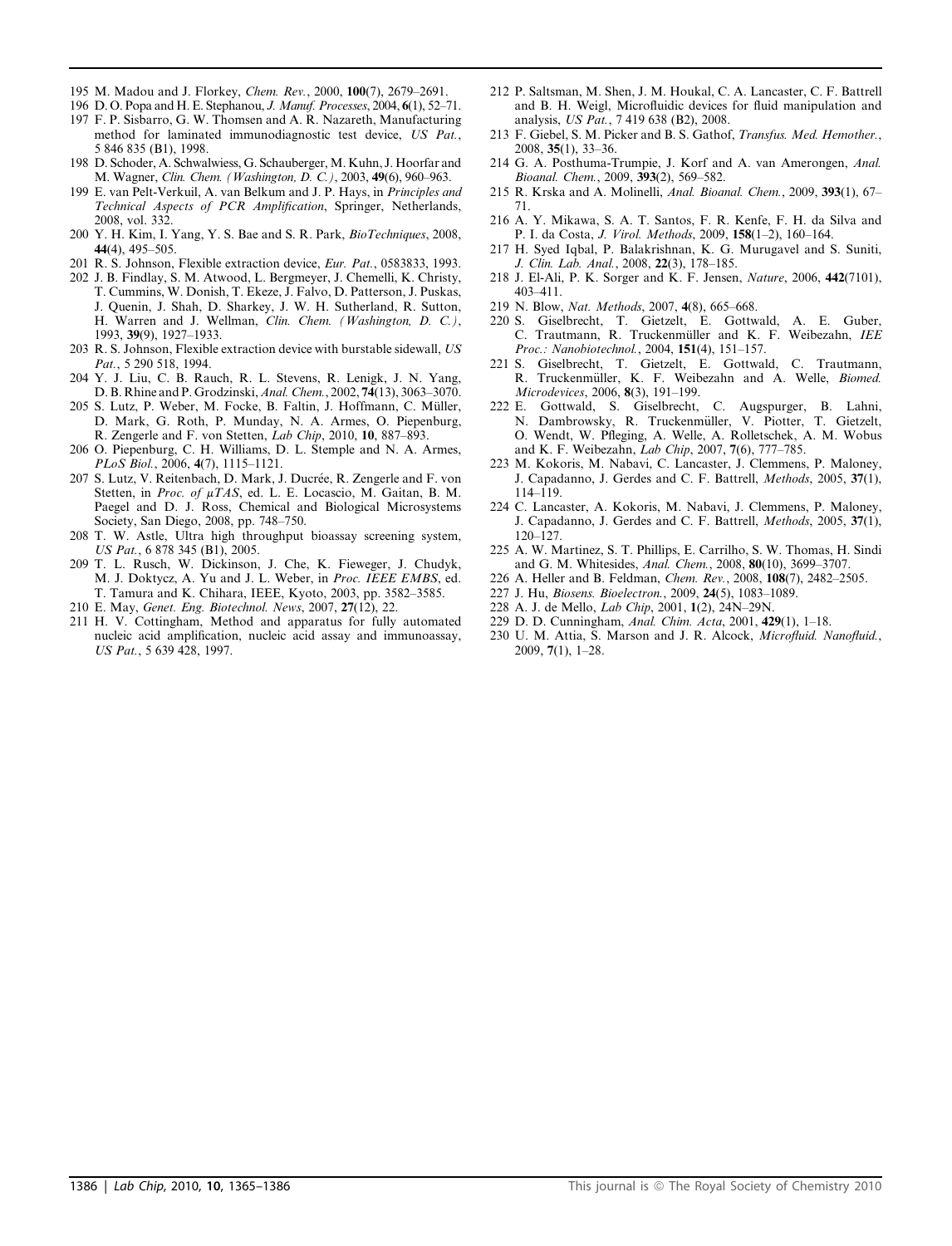195 M. Madou and J. Florkey, *Chem. Rev.*, 2000, **100**(7), 2679–2691.

196 D. O. Popa and H. E. Stephanou, *J. Manuf. Processes*, 2004, **6**(1), 52–71.

197 F. P. Sisbarro, G. W. Thomsen and A. R. Nazareth, Manufacturing method for laminated immunodiagnostic test device, *US Pat.*, 5 846 835 (B1), 1998.

198 D. Schoder, A. Schwalwiess, G. Schauberger, M. Kuhn, J. Hoorfar and M. Wagner, *Clin. Chem. (Washington, D. C.)*, 2003, **49**(6), 960–963.

199 E. van Pelt-Verkuil, A. van Belkum and J. P. Hays, in *Principles and Technical Aspects of PCR Amplification*, Springer, Netherlands, 2008, vol. 332.

200 Y. H. Kim, I. Yang, Y. S. Bae and S. R. Park, *BioTechniques*, 2008, **44**(4), 495–505.

201 R. S. Johnson, Flexible extraction device, *Eur. Pat.*, 0583833, 1993.

202 J. B. Findlay, S. M. Atwood, L. Bergmeyer, J. Chemelli, K. Christy, T. Cummins, W. Donish, T. Ekeze, J. Falvo, D. Patterson, J. Puskas, J. Quenin, J. Shah, D. Sharkey, J. W. H. Sutherland, R. Sutton, H. Warren and J. Wellman, *Clin. Chem. (Washington, D. C.)*, 1993, **39**(9), 1927–1933.

203 R. S. Johnson, Flexible extraction device with burstable sidewall, *US Pat.*, 5 290 518, 1994.

204 Y. J. Liu, C. B. Rauch, R. L. Stevens, R. Lenigk, J. N. Yang, D. B. Rhine and P. Grodzinski, *Anal. Chem.*, 2002, **74**(13), 3063–3070.

205 S. Lutz, P. Weber, M. Focke, B. Faltin, J. Hoffmann, C. Müller, D. Mark, G. Roth, P. Munday, N. A. Armes, O. Piepenburg, R. Zengerle and F. von Stetten, *Lab Chip*, 2010, **10**, 887–893.

206 O. Piepenburg, C. H. Williams, D. L. Stemple and N. A. Armes, *PLoS Biol.*, 2006, **4**(7), 1115–1121.

207 S. Lutz, V. Reitenbach, D. Mark, J. Ducrée, R. Zengerle and F. von Stetten, in *Proc. of µTAS*, ed. L. E. Locascio, M. Gaitan, B. M. Paegel and D. J. Ross, Chemical and Biological Microsystems Society, San Diego, 2008, pp. 748–750.

208 T. W. Astle, Ultra high throughput bioassay screening system, *US Pat.*, 6 878 345 (B1), 2005.

209 T. L. Rusch, W. Dickinson, J. Che, K. Fieweger, J. Chudyk, M. J. Doktycz, A. Yu and J. L. Weber, in *Proc. IEEE EMBS*, ed. T. Tamura and K. Chihara, IEEE, Kyoto, 2003, pp. 3582–3585.

210 E. May, *Genet. Eng. Biotechnol. News*, 2007, **27**(12), 22.

211 H. V. Cottingham, Method and apparatus for fully automated nucleic acid amplification, nucleic acid assay and immunoassay, *US Pat.*, 5 639 428, 1997.

212 P. Saltsman, M. Shen, J. M. Houkal, C. A. Lancaster, C. F. Battrell and B. H. Weigl, Microfluidic devices for fluid manipulation and analysis, *US Pat.*, 7 419 638 (B2), 2008.

213 F. Giebel, S. M. Picker and B. S. Gathof, *Transfus. Med. Hemother.*, 2008, **35**(1), 33–36.

214 G. A. Posthuma-Trumpie, J. Korf and A. van Amerongen, *Anal. Bioanal. Chem.*, 2009, **393**(2), 569–582.

215 R. Krska and A. Molinelli, *Anal. Bioanal. Chem.*, 2009, **393**(1), 67–71.

216 A. Y. Mikawa, S. A. T. Santos, F. R. Kenfe, F. H. da Silva and P. I. da Costa, *J. Virol. Methods*, 2009, **158**(1–2), 160–164.

217 H. Syed Iqbal, P. Balakrishnan, K. G. Murugavel and S. Suniti, *J. Clin. Lab. Anal.*, 2008, **22**(3), 178–185.

218 J. El-Ali, P. K. Sorger and K. F. Jensen, *Nature*, 2006, **442**(7101), 403–411.

219 N. Blow, *Nat. Methods*, 2007, **4**(8), 665–668.

220 S. Giselbrecht, T. Gietzelt, E. Gottwald, A. E. Guber, C. Trautmann, R. Truckenmüller and K. F. Weibezahn, *IEE Proc.: Nanobiotechnol.*, 2004, **151**(4), 151–157.

221 S. Giselbrecht, T. Gietzelt, E. Gottwald, C. Trautmann, R. Truckenmüller, K. F. Weibezahn and A. Welle, *Biomed. Microdevices*, 2006, **8**(3), 191–199.

222 E. Gottwald, S. Giselbrecht, C. Augspurger, B. Lahni, N. Dambrowsky, R. Truckenmüller, V. Piotter, T. Gietzelt, O. Wendt, W. Pfleging, A. Welle, A. Rolletschek, A. M. Wobus and K. F. Weibezahn, *Lab Chip*, 2007, **7**(6), 777–785.

223 M. Kokoris, M. Nabavi, C. Lancaster, J. Clemmens, P. Maloney, J. Capadanno, J. Gerdes and C. F. Battrell, *Methods*, 2005, **37**(1), 114–119.

224 C. Lancaster, A. Kokoris, M. Nabavi, J. Clemmens, P. Maloney, J. Capadanno, J. Gerdes and C. F. Battrell, *Methods*, 2005, **37**(1), 120–127.

225 A. W. Martinez, S. T. Phillips, E. Carrilho, S. W. Thomas, H. Sindi and G. M. Whitesides, *Anal. Chem.*, 2008, **80**(10), 3699–3707.

226 A. Heller and B. Feldman, *Chem. Rev.*, 2008, **108**(7), 2482–2505.

227 J. Hu, *Biosens. Bioelectron.*, 2009, **24**(5), 1083–1089.

228 A. J. de Mello, *Lab Chip*, 2001, **1**(2), 24N–29N.

229 D. D. Cunningham, *Anal. Chim. Acta*, 2001, **429**(1), 1–18.

230 U. M. Attia, S. Marson and J. R. Alcock, *Microfluid. Nanofluid.*, 2009, **7**(1), 1–28.